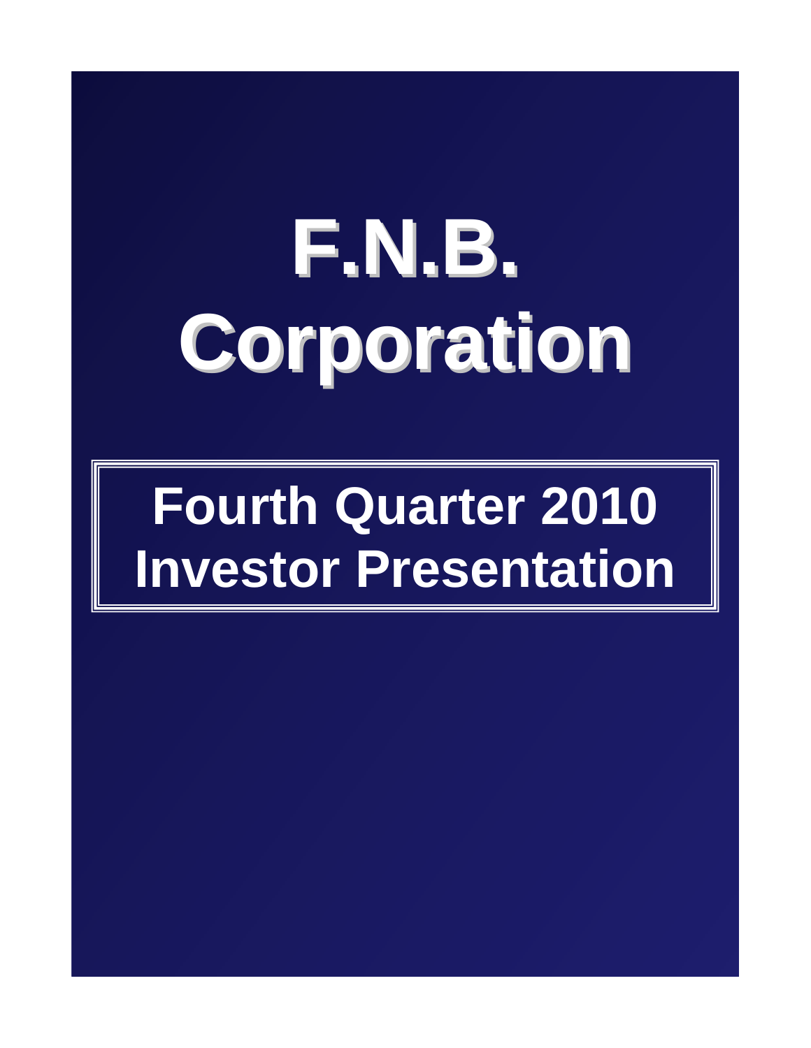# F.N.B. Corporation

## Fourth Quarter 2010 Investor Presentation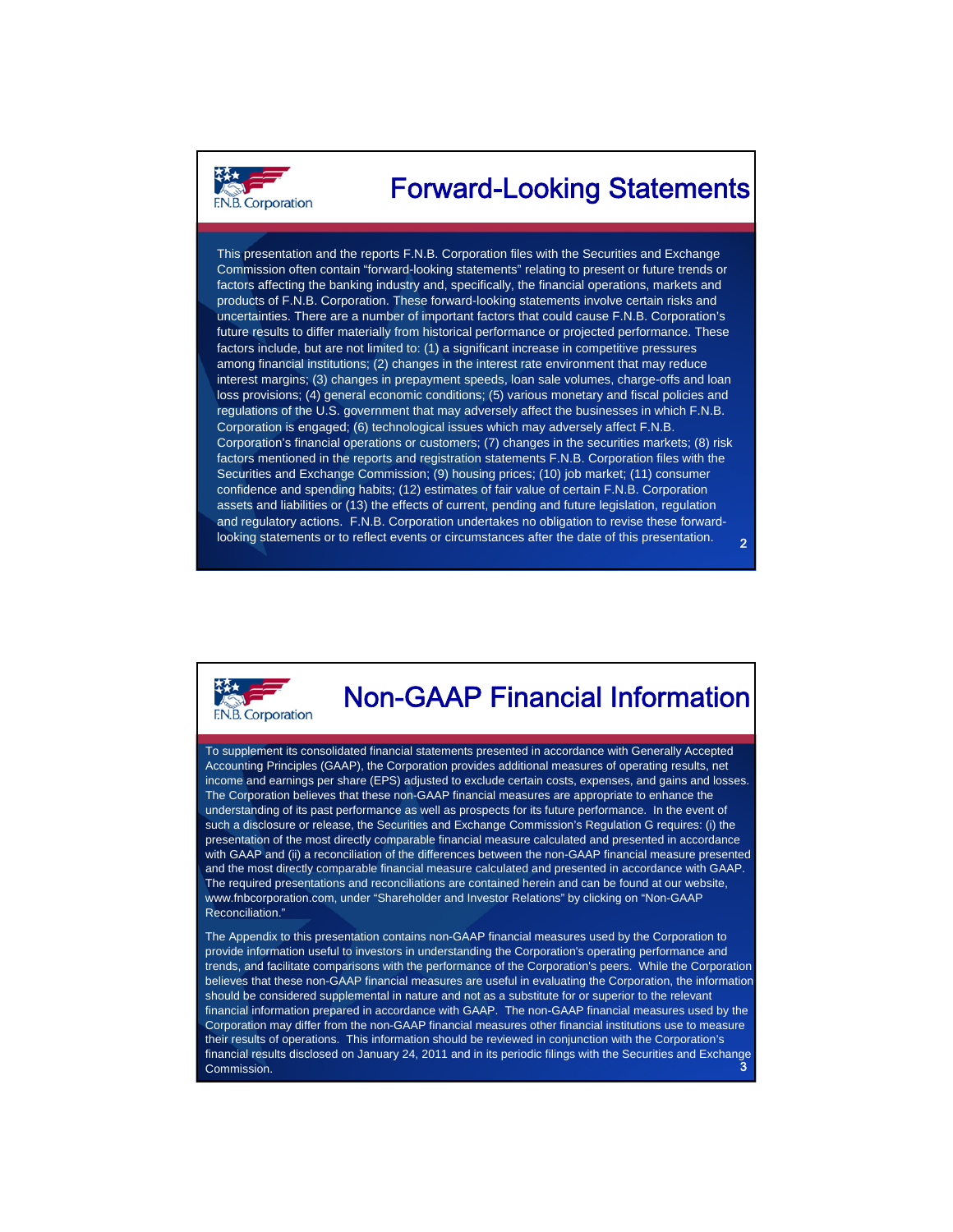# Forward-Looking Statements

This presentation and the reports F.N.B. Corporation files with the Securities and Exchange Commission often contain "forward-looking statements" relating to present or future trends or factors affecting the banking industry and, specifically, the financial operations, markets and products of F.N.B. Corporation. These forward-looking statements involve certain risks and uncertainties. There are a number of important factors that could cause F.N.B. Corporation's future results to differ materially from historical performance or projected performance. These factors include, but are not limited to: (1) a significant increase in competitive pressures among financial institutions; (2) changes in the interest rate environment that may reduce interest margins; (3) changes in prepayment speeds, loan sale volumes, charge-offs and loan loss provisions; (4) general economic conditions; (5) various monetary and fiscal policies and regulations of the U.S. government that may adversely affect the businesses in which F.N.B. Corporation is engaged; (6) technological issues which may adversely affect F.N.B. Corporation's financial operations or customers; (7) changes in the securities markets; (8) risk factors mentioned in the reports and registration statements F.N.B. Corporation files with the Securities and Exchange Commission; (9) housing prices; (10) job market; (11) consumer confidence and spending habits; (12) estimates of fair value of certain F.N.B. Corporation assets and liabilities or (13) the effects of current, pending and future legislation, regulation and regulatory actions. F.N.B. Corporation undertakes no obligation to revise these forward-looking statements or to reflect events or circumstances after the date of this presentation.

# Non-GAAP Financial Information

To supplement its consolidated financial statements presented in accordance with Generally Accepted Accounting Principles (GAAP), the Corporation provides additional measures of operating results, net income and earnings per share (EPS) adjusted to exclude certain costs, expenses, and gains and losses. The Corporation believes that these non-GAAP financial measures are appropriate to enhance the understanding of its past performance as well as prospects for its future performance. In the event of such a disclosure or release, the Securities and Exchange Commission's Regulation G requires: (i) the presentation of the most directly comparable financial measure calculated and presented in accordance with GAAP and (ii) a reconciliation of the differences between the non-GAAP financial measure presented and the most directly comparable financial measure calculated and presented in accordance with GAAP. The required presentations and reconciliations are contained herein and can be found at our website, www.fnbcorporation.com, under "Shareholder and Investor Relations" by clicking on "Non-GAAP Reconciliation."

The Appendix to this presentation contains non-GAAP financial measures used by the Corporation to provide information useful to investors in understanding the Corporation's operating performance and trends, and facilitate comparisons with the performance of the Corporation's peers. While the Corporation believes that these non-GAAP financial measures are useful in evaluating the Corporation, the information should be considered supplemental in nature and not as a substitute for or superior to the relevant financial information prepared in accordance with GAAP. The non-GAAP financial measures used by the Corporation may differ from the non-GAAP financial measures other financial institutions use to measure their results of operations. This information should be reviewed in conjunction with the Corporation's financial results disclosed on January 24, 2011 and in its periodic filings with the Securities and Exchange Commission.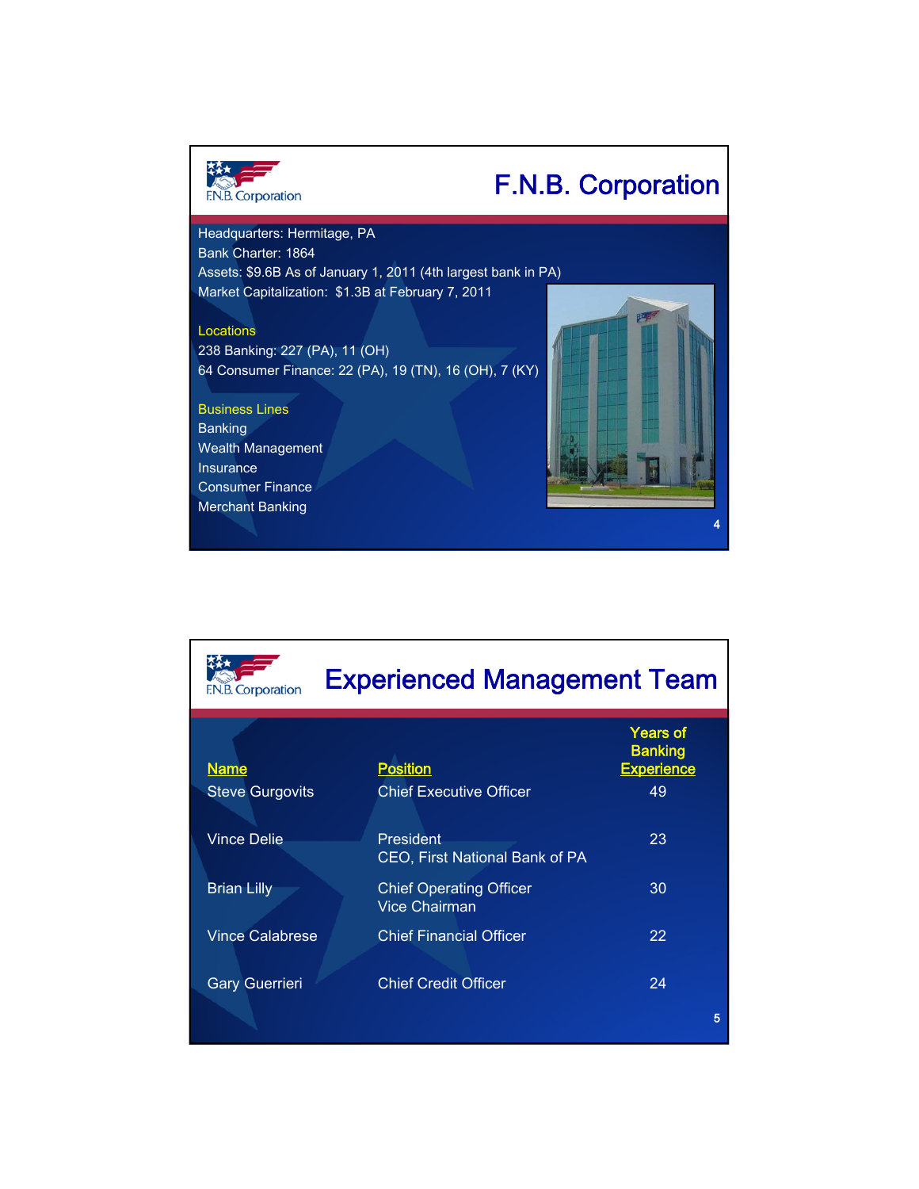# F.N.B. Corporation

Headquarters: Hermitage, PA
Bank Charter: 1864
Assets: $9.6B As of January 1, 2011 (4th largest bank in PA)
Market Capitalization: $1.3B at February 7, 2011

**Locations**

238 Banking: 227 (PA), 11 (OH)
64 Consumer Finance: 22 (PA), 19 (TN), 16 (OH), 7 (KY)

**Business Lines**

Banking
Wealth Management
Insurance
Consumer Finance
Merchant Banking

# Experienced Management Team

| Name | Position | Years of Banking Experience |
|---|---|---|
| Steve Gurgovits | Chief Executive Officer | 49 |
| Vince Delie | President<br>CEO, First National Bank of PA | 23 |
| Brian Lilly | Chief Operating Officer<br>Vice Chairman | 30 |
| Vince Calabrese | Chief Financial Officer | 22 |
| Gary Guerrieri | Chief Credit Officer | 24 |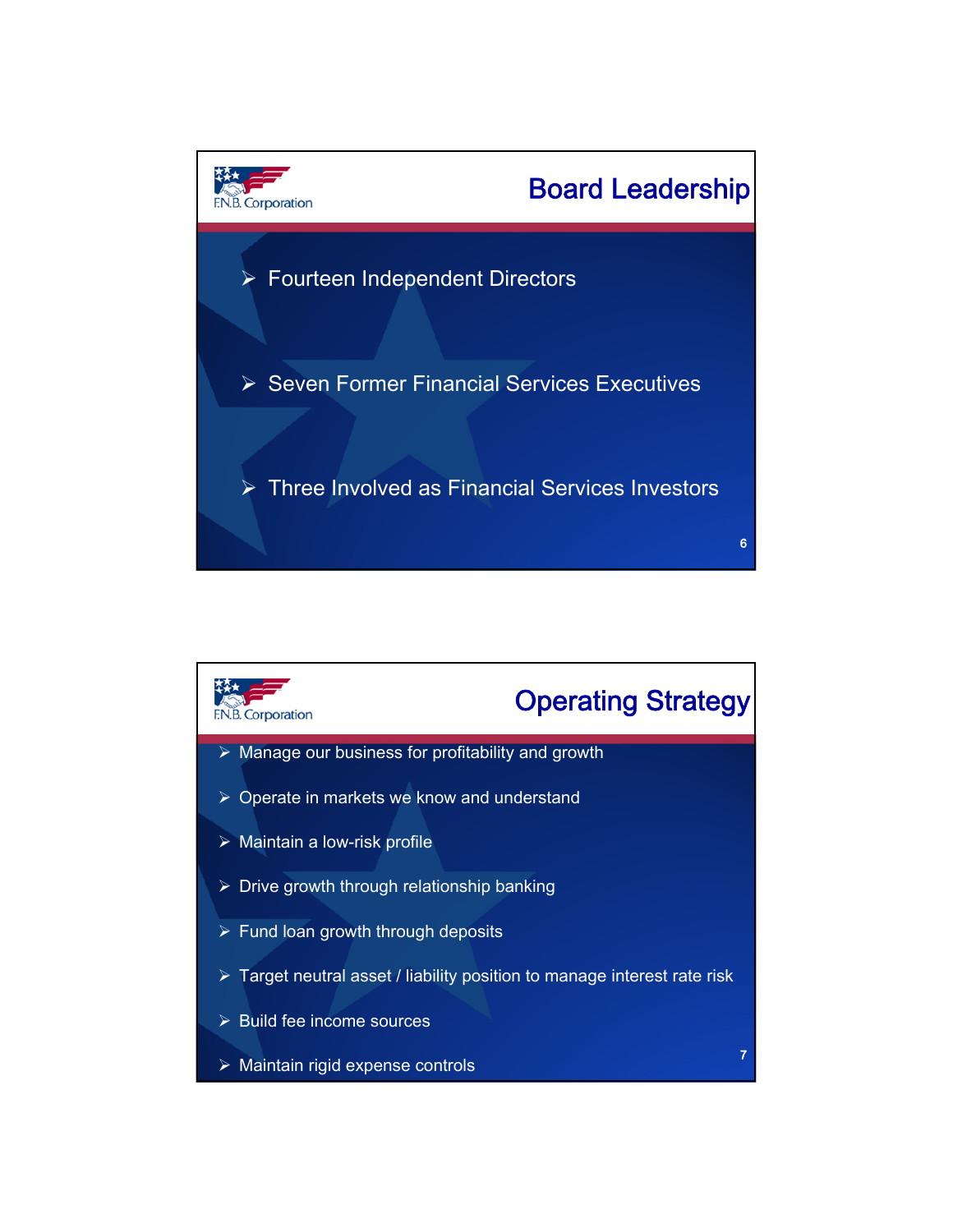## Board Leadership

- Fourteen Independent Directors
- Seven Former Financial Services Executives
- Three Involved as Financial Services Investors

## Operating Strategy

- Manage our business for profitability and growth
- Operate in markets we know and understand
- Maintain a low-risk profile
- Drive growth through relationship banking
- Fund loan growth through deposits
- Target neutral asset / liability position to manage interest rate risk
- Build fee income sources
- Maintain rigid expense controls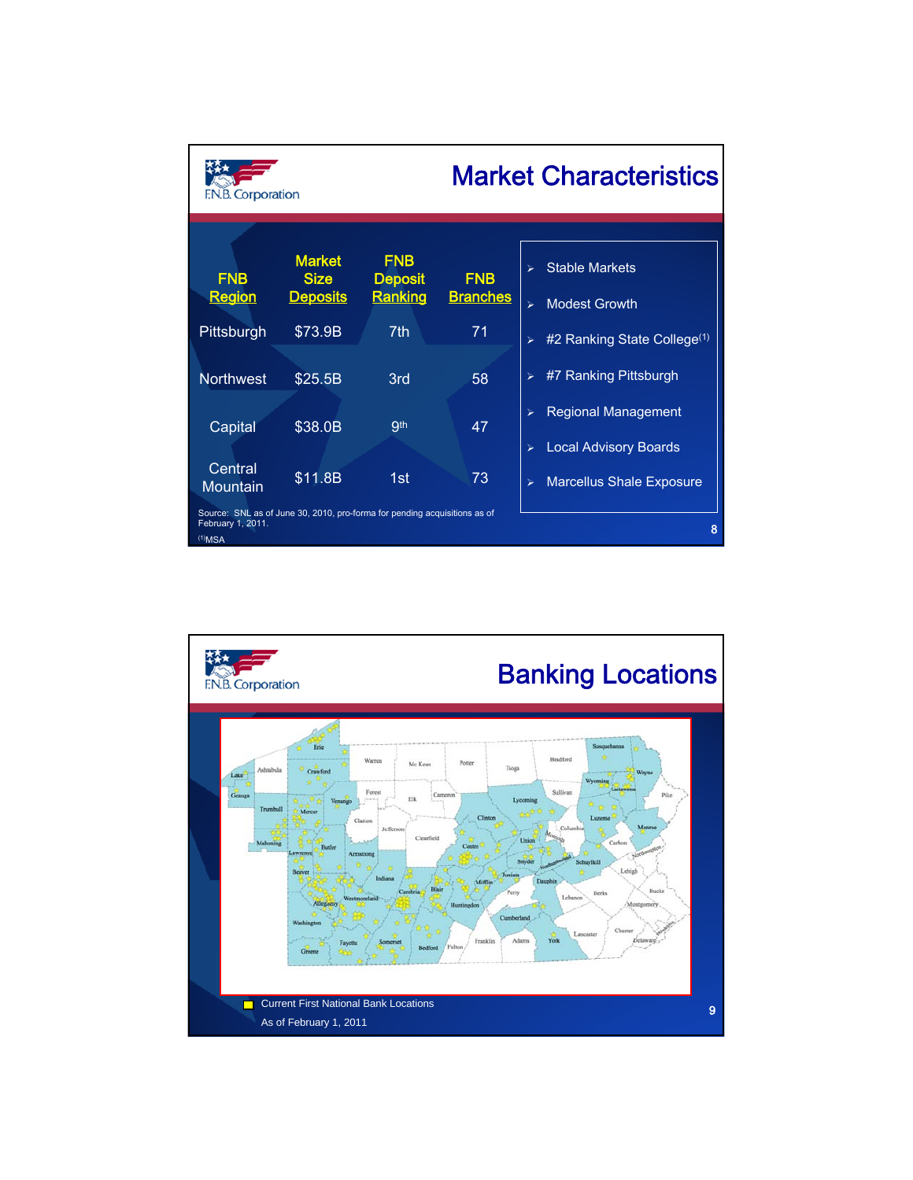# Market Characteristics

| FNB Region | Market Size Deposits | FNB Deposit Ranking | FNB Branches |
|---|---|---|---|
| Pittsburgh | $73.9B | 7th | 71 |
| Northwest | $25.5B | 3rd | 58 |
| Capital | $38.0B | 9th | 47 |
| Central Mountain | $11.8B | 1st | 73 |

- Stable Markets
- Modest Growth
- #2 Ranking State College[1]
- #7 Ranking Pittsburgh
- Regional Management
- Local Advisory Boards
- Marcellus Shale Exposure

Source: SNL as of June 30, 2010, pro-forma for pending acquisitions as of February 1, 2011.

[1]MSA

# Banking Locations

Current First National Bank Locations

As of February 1, 2011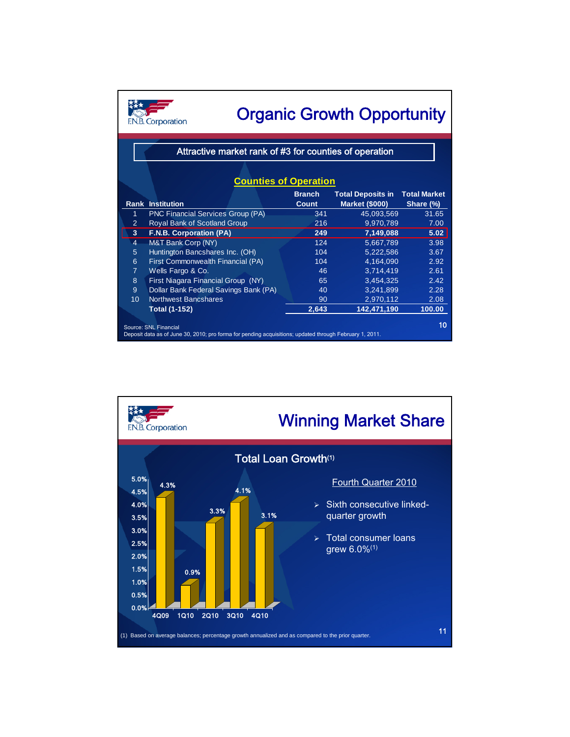# Organic Growth Opportunity

F.N.B. Corporation

**Attractive market rank of #3 for counties of operation**

## Counties of Operation

| Rank | Institution | Branch Count | Total Deposits in Market ($000) | Total Market Share (%) |
|---|---|---|---|---|
| 1 | PNC Financial Services Group (PA) | 341 | 45,093,569 | 31.65 |
| 2 | Royal Bank of Scotland Group | 216 | 9,970,789 | 7.00 |
| **3** | **F.N.B. Corporation (PA)** | **249** | **7,149,088** | **5.02** |
| 4 | M&T Bank Corp (NY) | 124 | 5,667,789 | 3.98 |
| 5 | Huntington Bancshares Inc. (OH) | 104 | 5,222,586 | 3.67 |
| 6 | First Commonwealth Financial (PA) | 104 | 4,164,090 | 2.92 |
| 7 | Wells Fargo & Co. | 46 | 3,714,419 | 2.61 |
| 8 | First Niagara Financial Group (NY) | 65 | 3,454,325 | 2.42 |
| 9 | Dollar Bank Federal Savings Bank (PA) | 40 | 3,241,899 | 2.28 |
| 10 | Northwest Bancshares | 90 | 2,970,112 | 2.08 |
| | **Total (1-152)** | **2,643** | **142,471,190** | **100.00** |

Source: SNL Financial
Deposit data as of June 30, 2010; pro forma for pending acquisitions; updated through February 1, 2011.

# Winning Market Share

F.N.B. Corporation

## Total Loan Growth(1)

| Quarter | Total Loan Growth |
|---|---|
| 4Q09 | 4.3% |
| 1Q10 | 0.9% |
| 2Q10 | 3.3% |
| 3Q10 | 4.1% |
| 4Q10 | 3.1% |

### Fourth Quarter 2010

- Sixth consecutive linked-quarter growth
- Total consumer loans grew 6.0%(1)

(1) Based on average balances; percentage growth annualized and as compared to the prior quarter.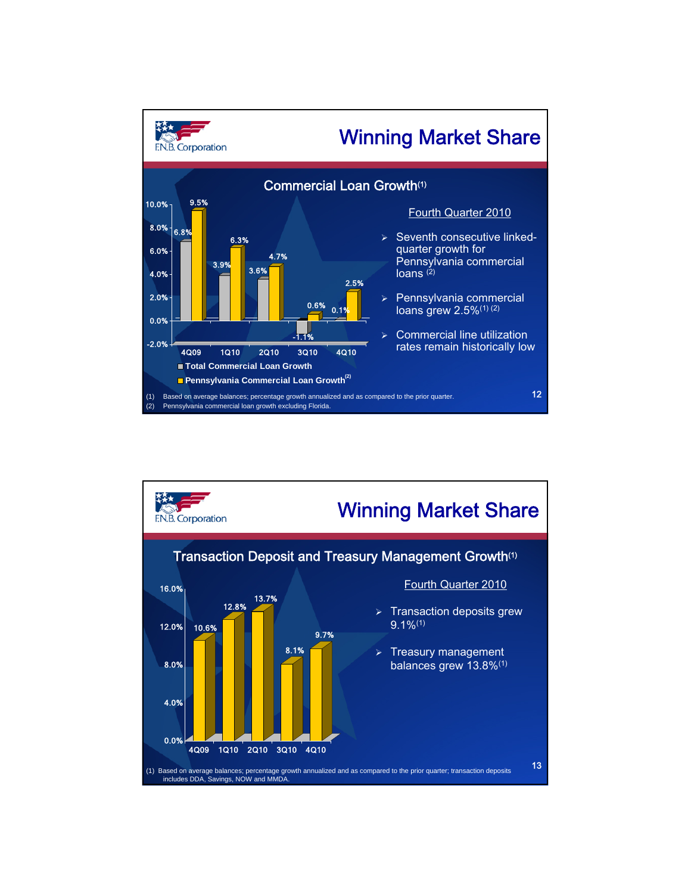## Winning Market Share

### Commercial Loan Growth(1)

| | 4Q09 | 1Q10 | 2Q10 | 3Q10 | 4Q10 |
|---|---|---|---|---|---|
| Total Commercial Loan Growth | 6.8% | 3.9% | 3.6% | -1.1% | 0.1% |
| Pennsylvania Commercial Loan Growth(2) | 9.5% | 6.3% | 4.7% | 0.6% | 2.5% |

**Fourth Quarter 2010**

- Seventh consecutive linked-quarter growth for Pennsylvania commercial loans (2)
- Pennsylvania commercial loans grew 2.5%(1) (2)
- Commercial line utilization rates remain historically low

(1) Based on average balances; percentage growth annualized and as compared to the prior quarter.
(2) Pennsylvania commercial loan growth excluding Florida.

## Winning Market Share

### Transaction Deposit and Treasury Management Growth(1)

| 4Q09 | 1Q10 | 2Q10 | 3Q10 | 4Q10 |
|---|---|---|---|---|
| 10.6% | 12.8% | 13.7% | 8.1% | 9.7% |

**Fourth Quarter 2010**

- Transaction deposits grew 9.1%(1)
- Treasury management balances grew 13.8%(1)

(1) Based on average balances; percentage growth annualized and as compared to the prior quarter; transaction deposits includes DDA, Savings, NOW and MMDA.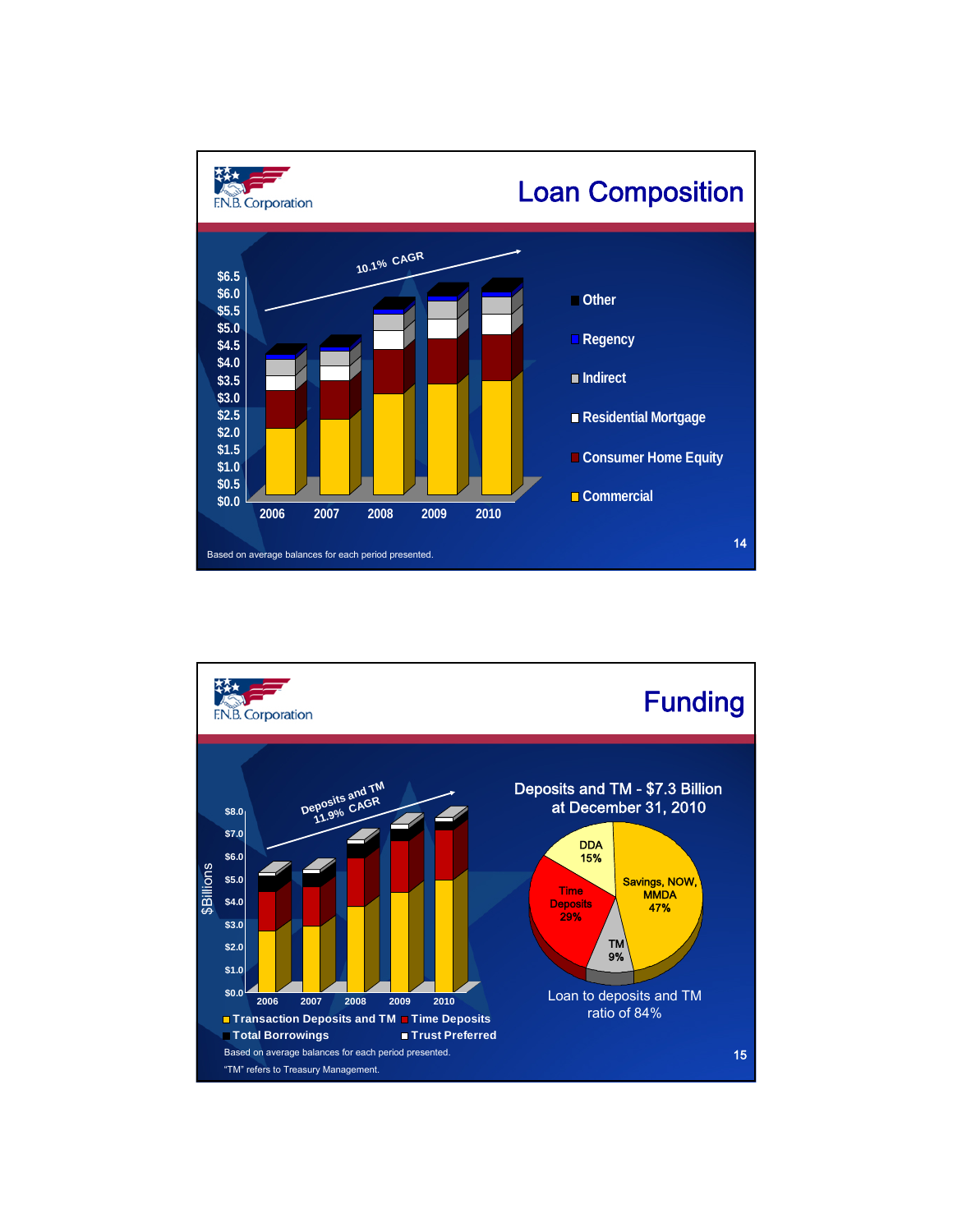F.N.B. Corporation

# Loan Composition

10.1% CAGR

$6.5
$6.0
$5.5
$5.0
$4.5
$4.0
$3.5
$3.0
$2.5
$2.0
$1.5
$1.0
$0.5
$0.0

2006 2007 2008 2009 2010

- Other
- Regency
- Indirect
- Residential Mortgage
- Consumer Home Equity
- Commercial

Based on average balances for each period presented.

F.N.B. Corporation

# Funding

Deposits and TM 11.9% CAGR

$Billions

$8.0
$7.0
$6.0
$5.0
$4.0
$3.0
$2.0
$1.0
$0.0

2006 2007 2008 2009 2010

- Transaction Deposits and TM
- Time Deposits
- Total Borrowings
- Trust Preferred

Deposits and TM - $7.3 Billion at December 31, 2010

- DDA 15%
- Savings, NOW, MMDA 47%
- TM 9%
- Time Deposits 29%

Loan to deposits and TM ratio of 84%

Based on average balances for each period presented.

"TM" refers to Treasury Management.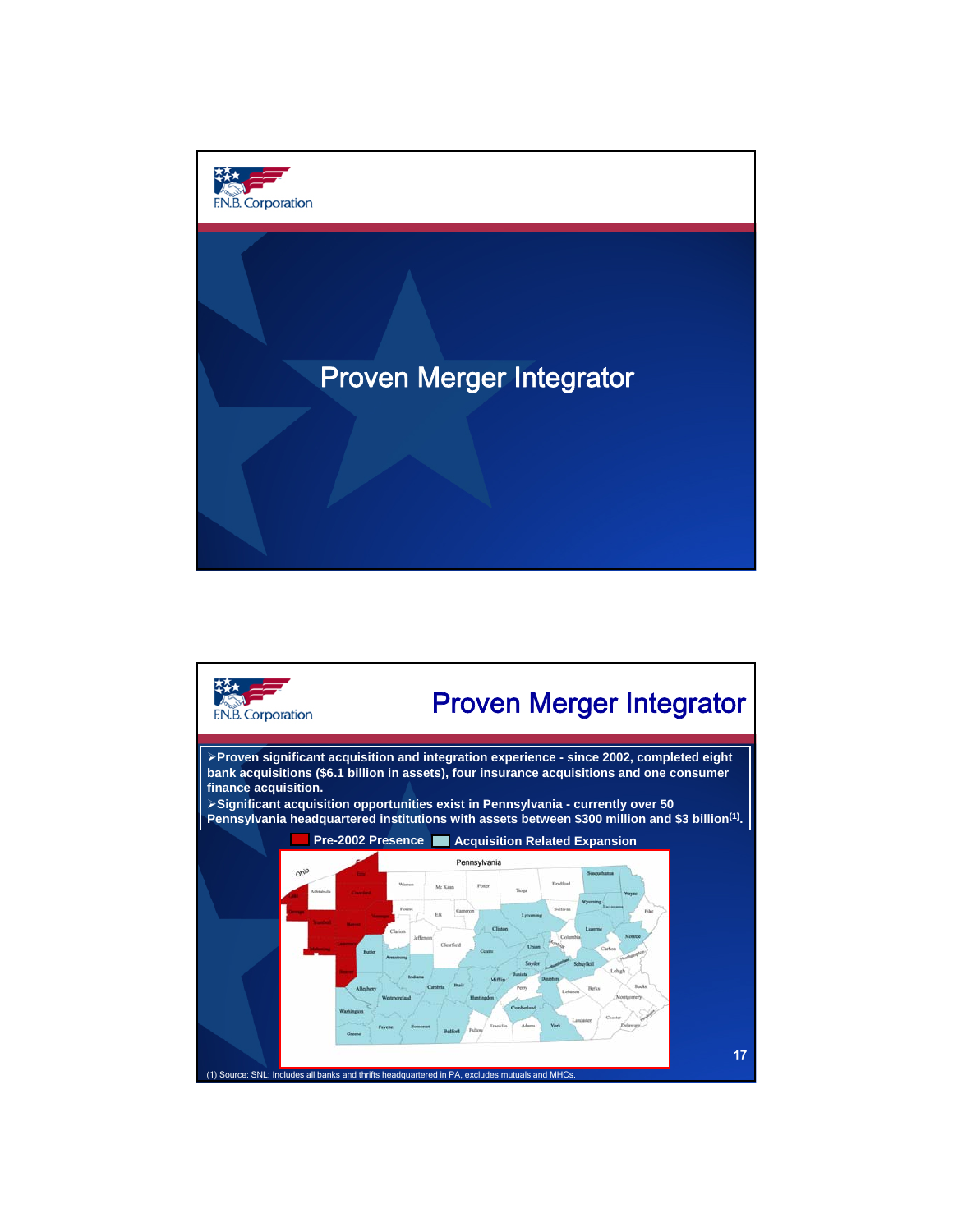# Proven Merger Integrator

## Proven Merger Integrator

- Proven significant acquisition and integration experience - since 2002, completed eight bank acquisitions ($6.1 billion in assets), four insurance acquisitions and one consumer finance acquisition.
- Significant acquisition opportunities exist in Pennsylvania - currently over 50 Pennsylvania headquartered institutions with assets between $300 million and $3 billion[1].

Pre-2002 Presence | Acquisition Related Expansion

(1) Source: SNL: Includes all banks and thrifts headquartered in PA, excludes mutuals and MHCs.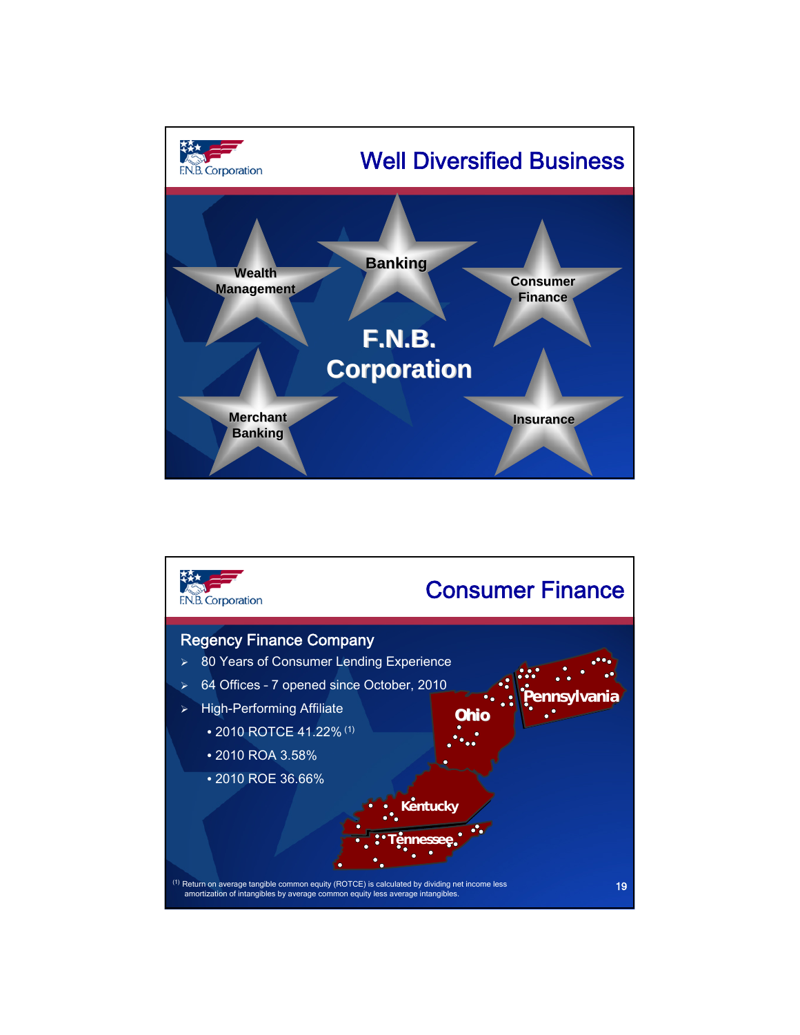# Well Diversified Business

F.N.B. Corporation

- Banking
- Wealth Management
- Consumer Finance
- Merchant Banking
- Insurance

# Consumer Finance

## Regency Finance Company

- 80 Years of Consumer Lending Experience
- 64 Offices - 7 opened since October, 2010
- High-Performing Affiliate
  - 2010 ROTCE 41.22% [1]
  - 2010 ROA 3.58%
  - 2010 ROE 36.66%

Pennsylvania, Ohio, Kentucky, Tennessee

[1] Return on average tangible common equity (ROTCE) is calculated by dividing net income less amortization of intangibles by average common equity less average intangibles.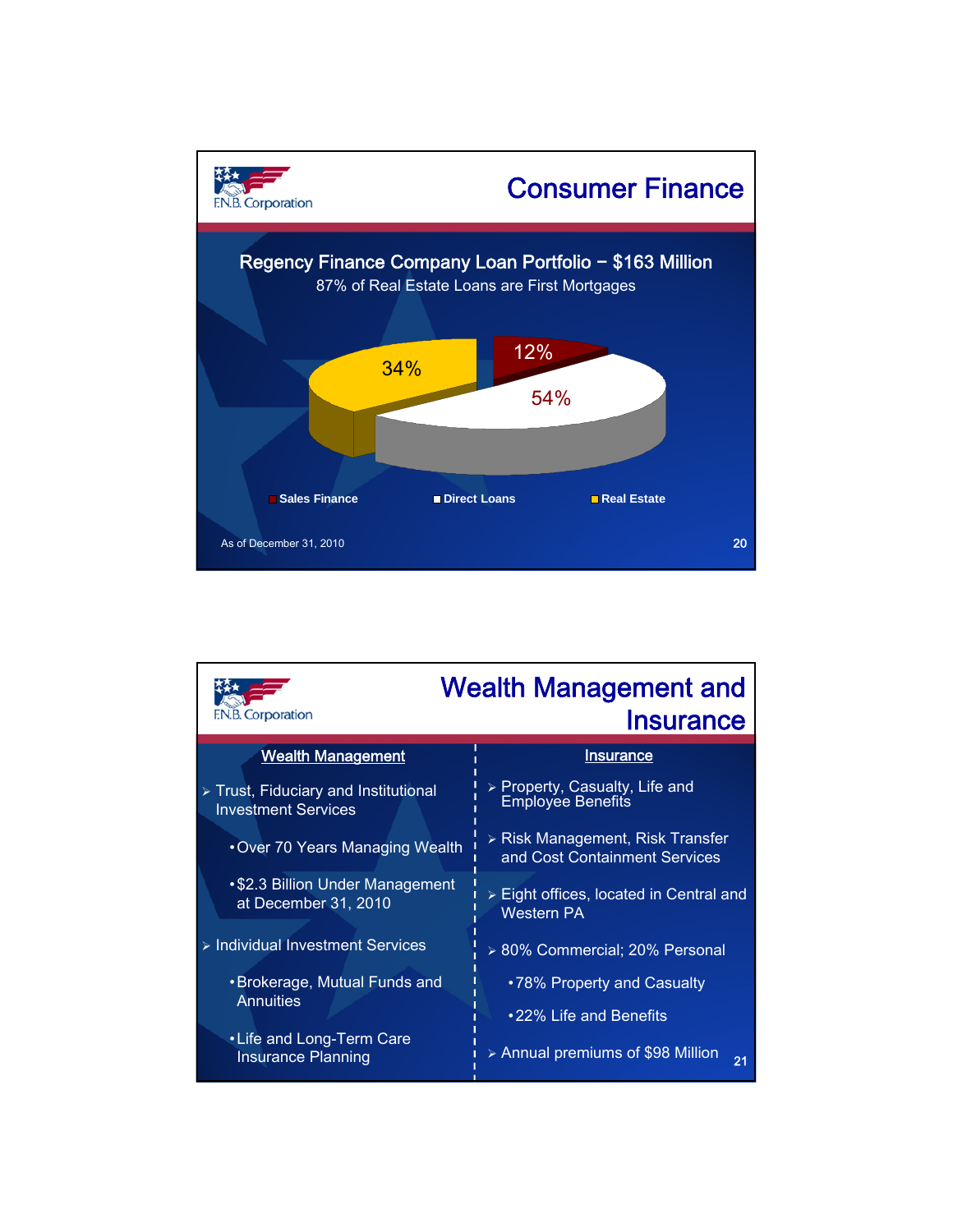# Consumer Finance

**Regency Finance Company Loan Portfolio – $163 Million**

87% of Real Estate Loans are First Mortgages

| Category | Percentage |
|---|---|
| Sales Finance | 12% |
| Direct Loans | 54% |
| Real Estate | 34% |

As of December 31, 2010

# Wealth Management and Insurance

## Wealth Management

- Trust, Fiduciary and Institutional Investment Services
  - Over 70 Years Managing Wealth
  - $2.3 Billion Under Management at December 31, 2010
- Individual Investment Services
  - Brokerage, Mutual Funds and Annuities
  - Life and Long-Term Care Insurance Planning

## Insurance

- Property, Casualty, Life and Employee Benefits
- Risk Management, Risk Transfer and Cost Containment Services
- Eight offices, located in Central and Western PA
- 80% Commercial; 20% Personal
  - 78% Property and Casualty
  - 22% Life and Benefits
- Annual premiums of $98 Million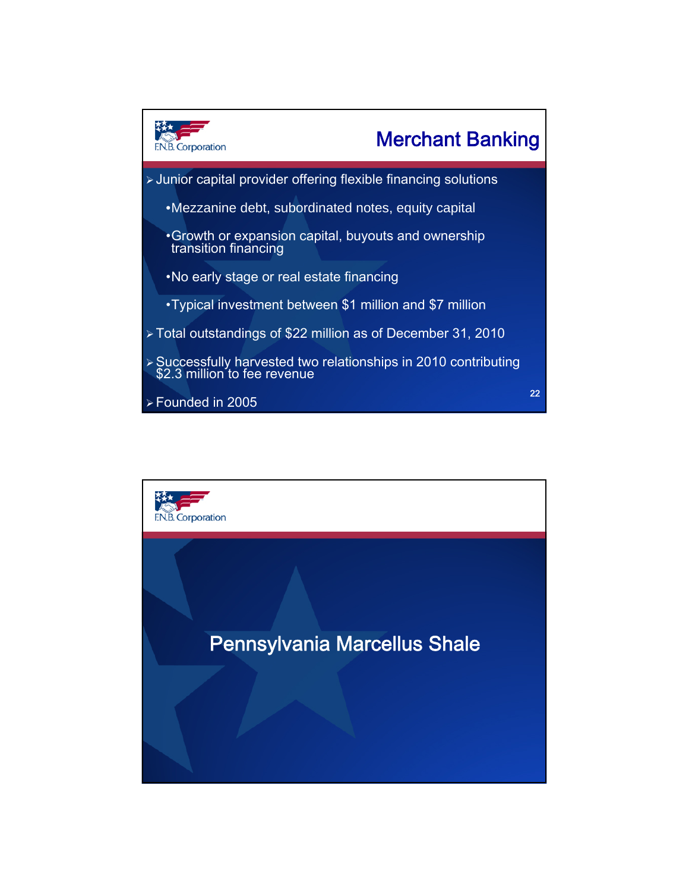# Merchant Banking

- Junior capital provider offering flexible financing solutions
  - Mezzanine debt, subordinated notes, equity capital
  - Growth or expansion capital, buyouts and ownership transition financing
  - No early stage or real estate financing
  - Typical investment between $1 million and $7 million
- Total outstandings of $22 million as of December 31, 2010
- Successfully harvested two relationships in 2010 contributing $2.3 million to fee revenue
- Founded in 2005

# Pennsylvania Marcellus Shale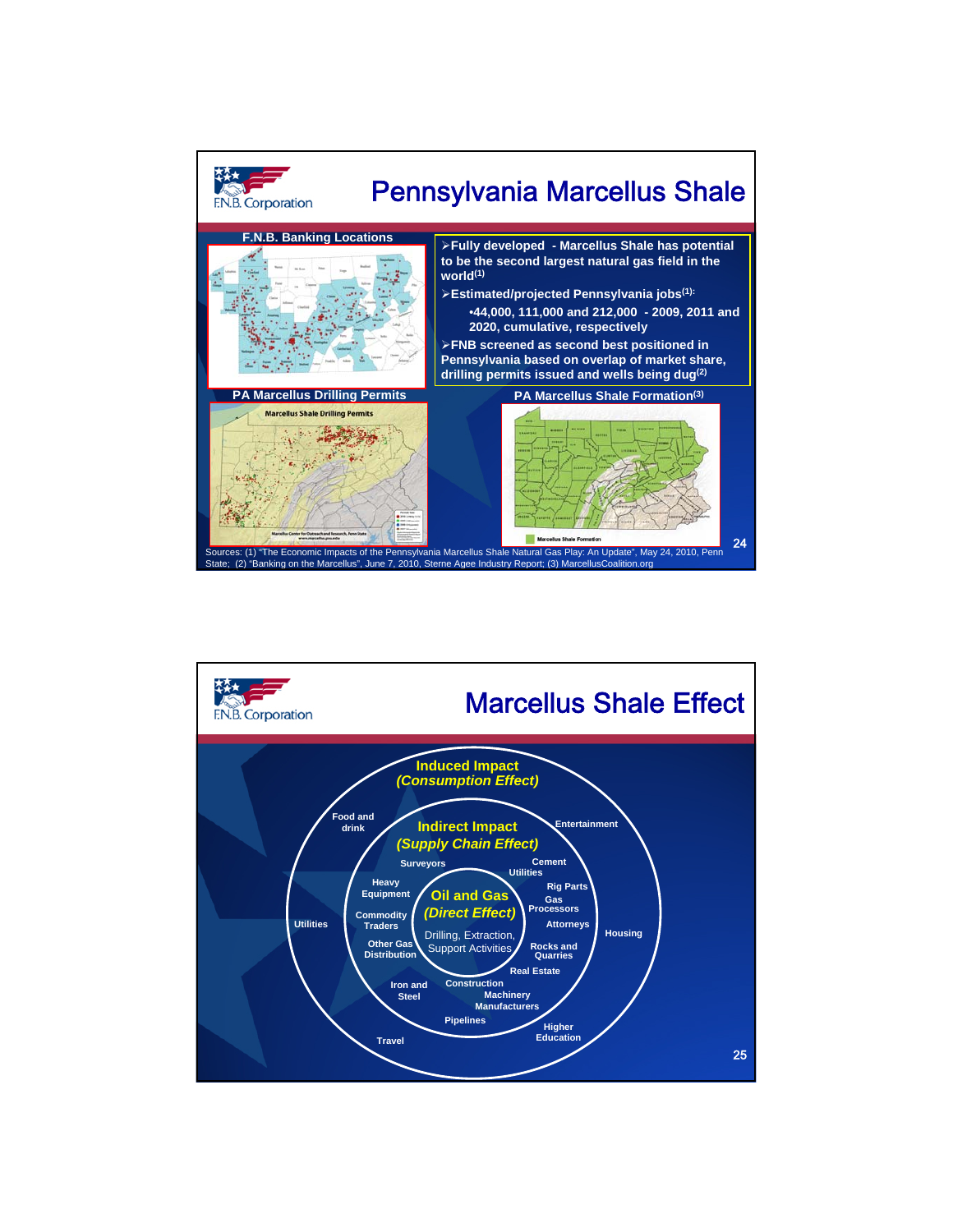# Pennsylvania Marcellus Shale

**F.N.B. Banking Locations**

- **Fully developed - Marcellus Shale has potential to be the second largest natural gas field in the world[1]**
- **Estimated/projected Pennsylvania jobs[1]:**
  - **44,000, 111,000 and 212,000 - 2009, 2011 and 2020, cumulative, respectively**
- **FNB screened as second best positioned in Pennsylvania based on overlap of market share, drilling permits issued and wells being dug[2]**

**PA Marcellus Drilling Permits**

**PA Marcellus Shale Formation[3]**

Sources: (1) "The Economic Impacts of the Pennsylvania Marcellus Shale Natural Gas Play: An Update", May 24, 2010, Penn State; (2) "Banking on the Marcellus", June 7, 2010, Sterne Agee Industry Report; (3) MarcellusCoalition.org

# Marcellus Shale Effect

**Induced Impact**
***(Consumption Effect)***

Food and drink, Entertainment, Utilities, Housing, Travel, Higher Education

**Indirect Impact**
***(Supply Chain Effect)***

Surveyors, Cement, Utilities, Heavy Equipment, Rig Parts, Gas Processors, Commodity Traders, Attorneys, Other Gas Distribution, Rocks and Quarries, Real Estate, Iron and Steel, Construction, Machinery Manufacturers, Pipelines

**Oil and Gas**
***(Direct Effect)***

Drilling, Extraction, Support Activities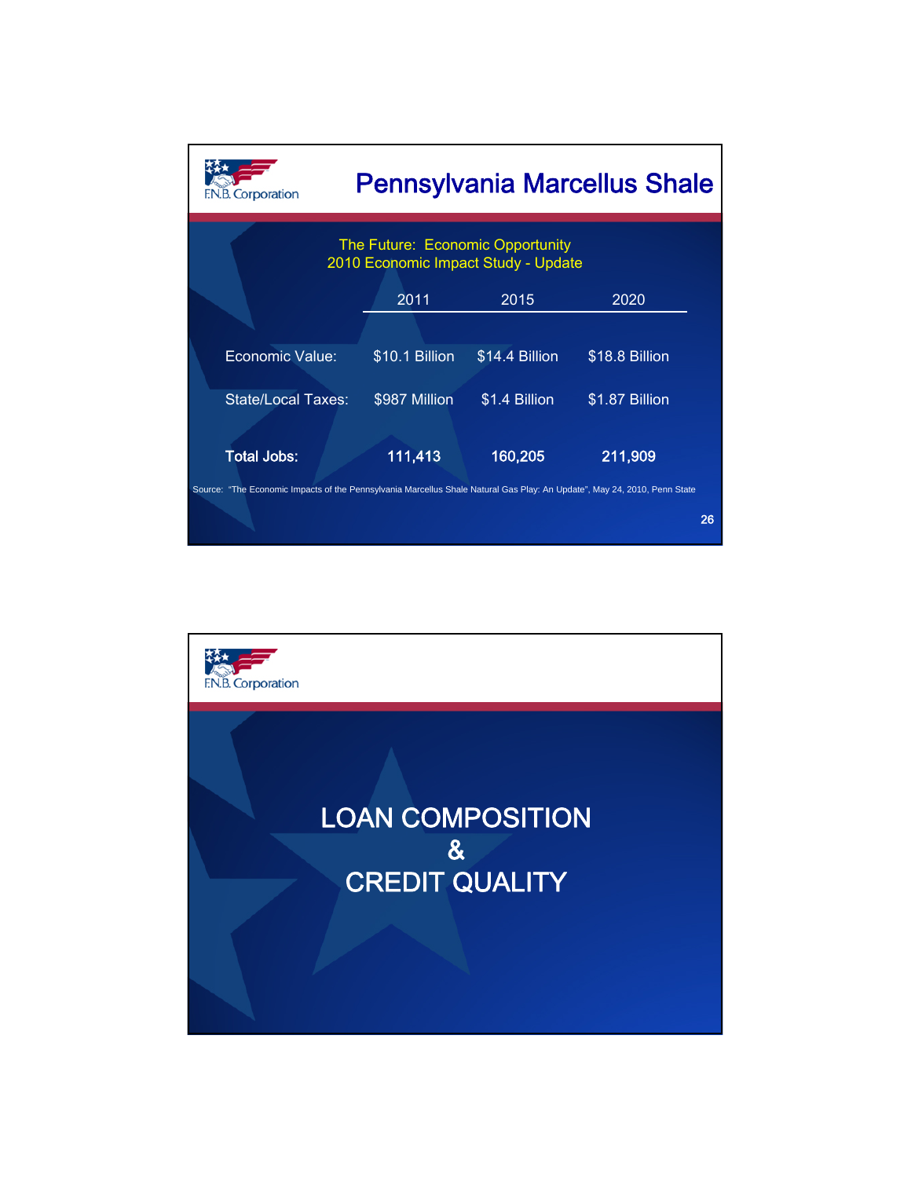F.N.B. Corporation

## Pennsylvania Marcellus Shale

The Future: Economic Opportunity
2010 Economic Impact Study - Update

| | 2011 | 2015 | 2020 |
|---|---|---|---|
| Economic Value: | $10.1 Billion | $14.4 Billion | $18.8 Billion |
| State/Local Taxes: | $987 Million | $1.4 Billion | $1.87 Billion |
| **Total Jobs:** | **111,413** | **160,205** | **211,909** |

Source: "The Economic Impacts of the Pennsylvania Marcellus Shale Natural Gas Play: An Update", May 24, 2010, Penn State

F.N.B. Corporation

## LOAN COMPOSITION & CREDIT QUALITY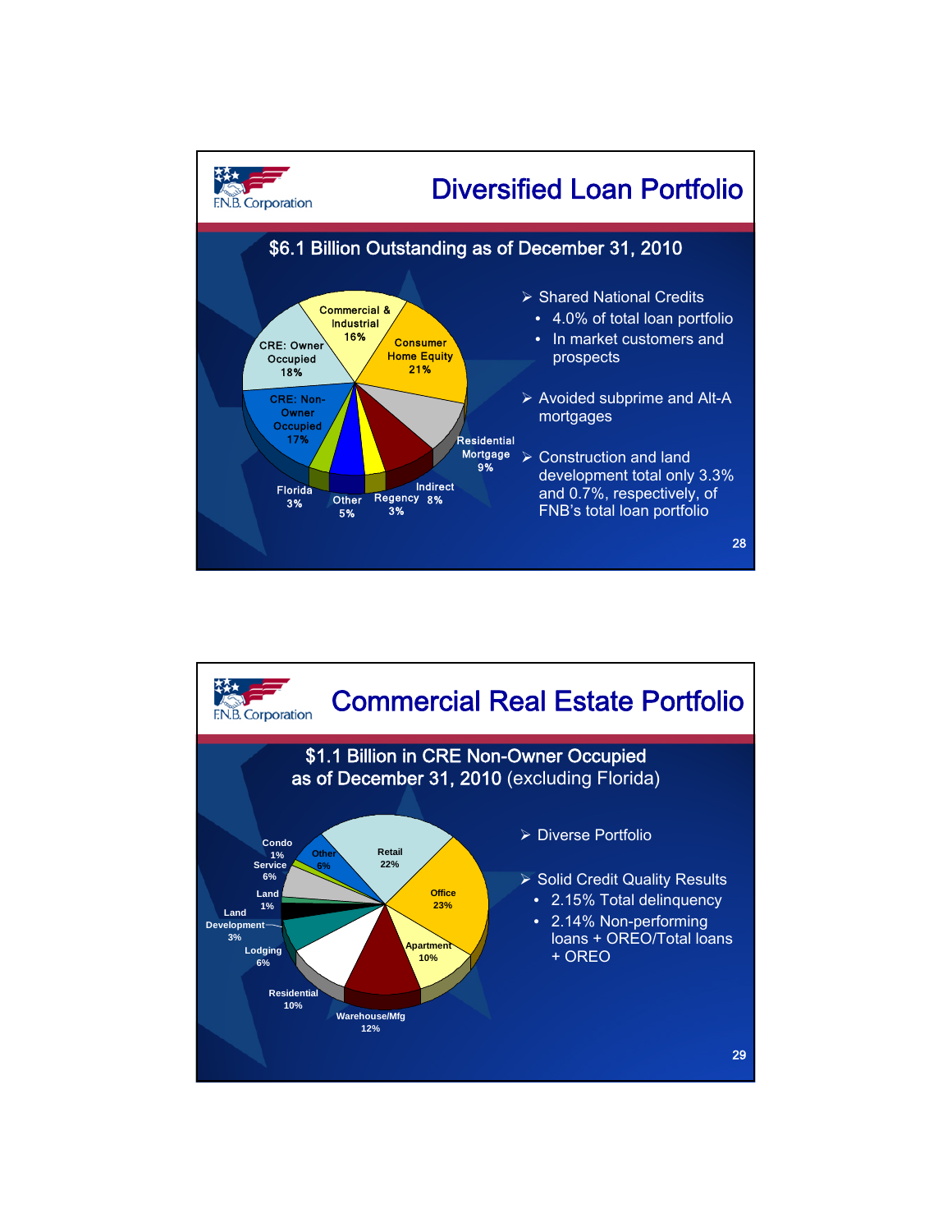# Diversified Loan Portfolio

## $6.1 Billion Outstanding as of December 31, 2010

| Category | Percentage |
| --- | --- |
| Commercial & Industrial | 16% |
| Consumer Home Equity | 21% |
| Residential Mortgage | 9% |
| Indirect | 8% |
| Regency | 3% |
| Other | 5% |
| Florida | 3% |
| CRE: Non-Owner Occupied | 17% |
| CRE: Owner Occupied | 18% |

- Shared National Credits
  - 4.0% of total loan portfolio
  - In market customers and prospects
- Avoided subprime and Alt-A mortgages
- Construction and land development total only 3.3% and 0.7%, respectively, of FNB's total loan portfolio

# Commercial Real Estate Portfolio

## $1.1 Billion in CRE Non-Owner Occupied as of December 31, 2010 (excluding Florida)

| Category | Percentage |
| --- | --- |
| Retail | 22% |
| Office | 23% |
| Apartment | 10% |
| Warehouse/Mfg | 12% |
| Residential | 10% |
| Lodging | 6% |
| Land Development | 3% |
| Land | 1% |
| Service | 6% |
| Condo | 1% |
| Other | 6% |

- Diverse Portfolio
- Solid Credit Quality Results
  - 2.15% Total delinquency
  - 2.14% Non-performing loans + OREO/Total loans + OREO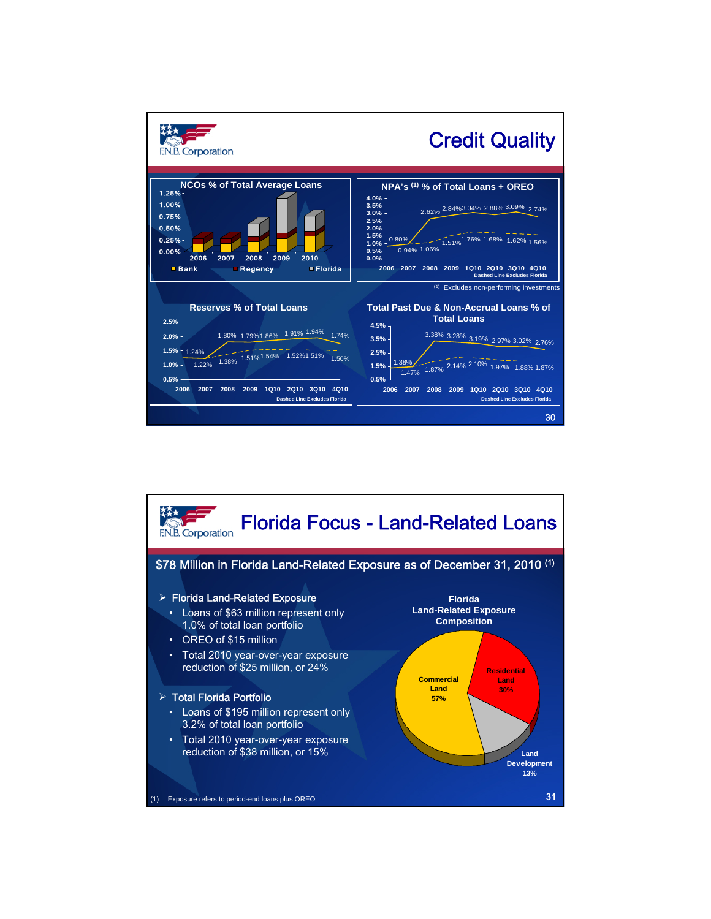# Credit Quality

## NCOs % of Total Average Loans

Legend: Bank, Regency, Florida

Years: 2006, 2007, 2008, 2009, 2010

## NPA's (1) % of Total Loans + OREO

| | 2006 | 2007 | 2008 | 2009 | 1Q10 | 2Q10 | 3Q10 | 4Q10 |
|---|---|---|---|---|---|---|---|---|
| Total | 0.80% | | 2.62% | 2.84% | 3.04% | 2.88% | 3.09% | 2.74% |
| Excludes Florida (dashed) | 0.94% | 1.06% | 1.51% | 1.76% | 1.68% | 1.62% | 1.56% | |

Dashed Line Excludes Florida

(1) Excludes non-performing investments

## Reserves % of Total Loans

| | 2006 | 2007 | 2008 | 2009 | 1Q10 | 2Q10 | 3Q10 | 4Q10 |
|---|---|---|---|---|---|---|---|---|
| Total | 1.24% | 1.22% | 1.80% | 1.79% | 1.86% | 1.91% | 1.94% | 1.74% |
| Excludes Florida (dashed) | | | 1.38% | 1.51% | 1.54% | 1.52% | 1.51% | 1.50% |

Dashed Line Excludes Florida

## Total Past Due & Non-Accrual Loans % of Total Loans

| | 2006 | 2007 | 2008 | 2009 | 1Q10 | 2Q10 | 3Q10 | 4Q10 |
|---|---|---|---|---|---|---|---|---|
| Total | 1.38% | 1.47% | 3.38% | 3.28% | 3.19% | 2.97% | 3.02% | 2.76% |
| Excludes Florida (dashed) | | | 1.87% | 2.14% | 2.10% | 1.97% | 1.88% | 1.87% |

Dashed Line Excludes Florida

# Florida Focus - Land-Related Loans

## $78 Million in Florida Land-Related Exposure as of December 31, 2010 (1)

- Florida Land-Related Exposure
  - Loans of $63 million represent only 1.0% of total loan portfolio
  - OREO of $15 million
  - Total 2010 year-over-year exposure reduction of $25 million, or 24%
- Total Florida Portfolio
  - Loans of $195 million represent only 3.2% of total loan portfolio
  - Total 2010 year-over-year exposure reduction of $38 million, or 15%

**Florida Land-Related Exposure Composition**

- Commercial Land 57%
- Residential Land 30%
- Land Development 13%

(1) Exposure refers to period-end loans plus OREO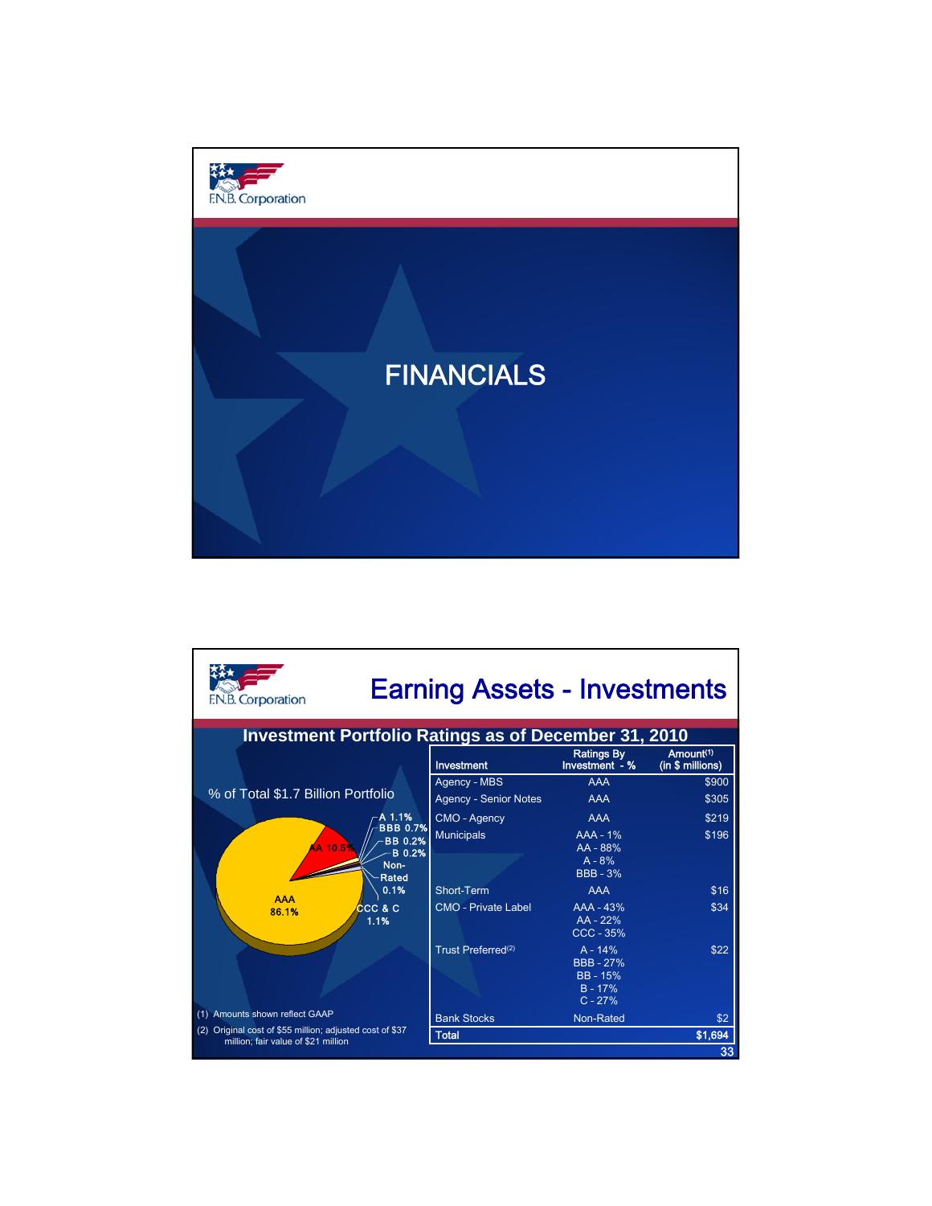# FINANCIALS

# Earning Assets - Investments

## Investment Portfolio Ratings as of December 31, 2010

% of Total $1.7 Billion Portfolio

- AAA 86.1%
- AA 10.5%
- A 1.1%
- BBB 0.7%
- BB 0.2%
- B 0.2%
- Non-Rated 0.1%
- CCC & C 1.1%

| Investment | Ratings By Investment - % | Amount[(1)] (in $ millions) |
|---|---|---|
| Agency - MBS | AAA | $900 |
| Agency - Senior Notes | AAA | $305 |
| CMO - Agency | AAA | $219 |
| Municipals | AAA - 1%<br>AA - 88%<br>A - 8%<br>BBB - 3% | $196 |
| Short-Term | AAA | $16 |
| CMO - Private Label | AAA - 43%<br>AA - 22%<br>CCC - 35% | $34 |
| Trust Preferred[(2)] | A - 14%<br>BBB - 27%<br>BB - 15%<br>B - 17%<br>C - 27% | $22 |
| Bank Stocks | Non-Rated | $2 |
| **Total** | | **$1,694** |

(1) Amounts shown reflect GAAP

(2) Original cost of $55 million; adjusted cost of $37 million; fair value of $21 million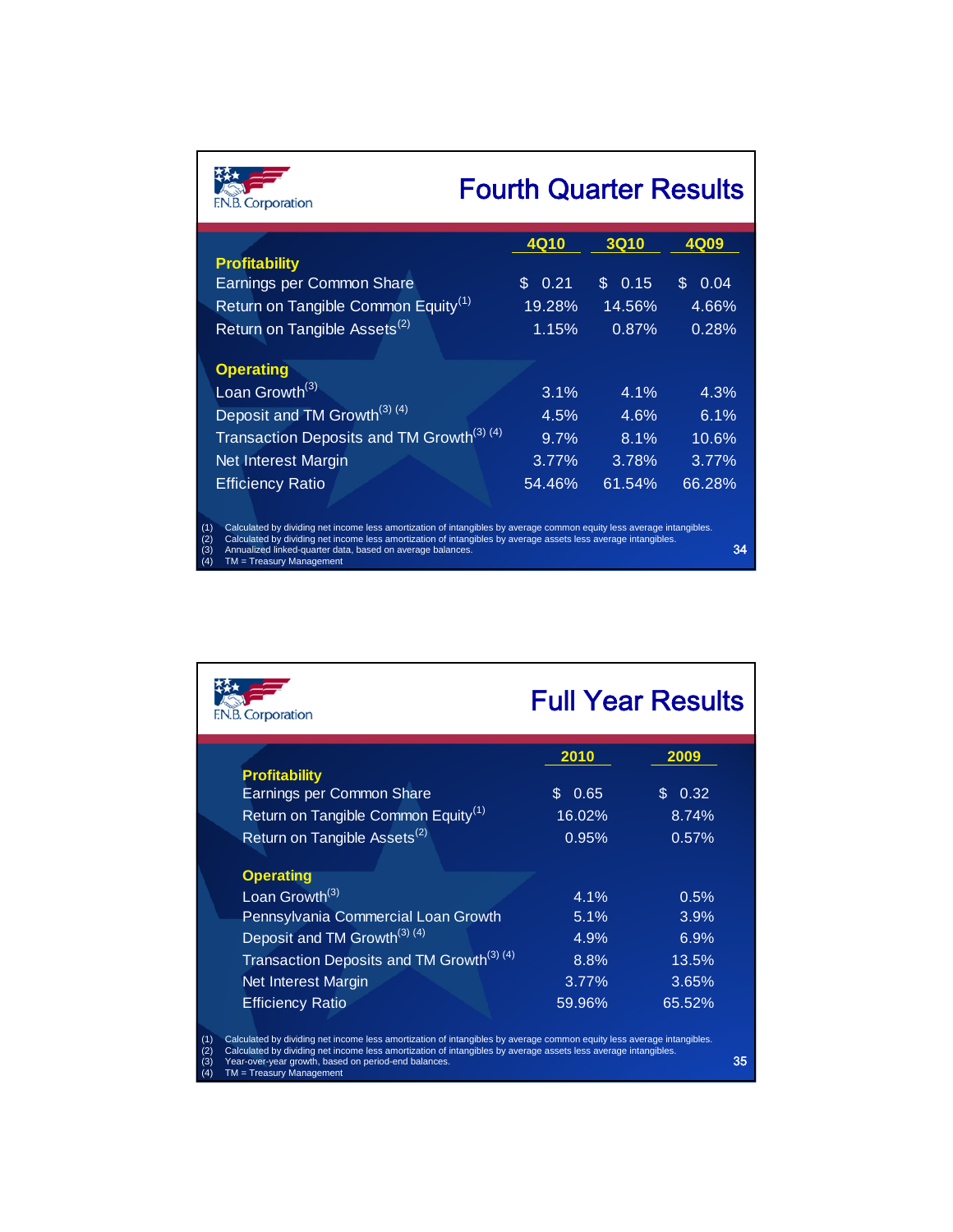F.N.B. Corporation

## Fourth Quarter Results

| | 4Q10 | 3Q10 | 4Q09 |
|---|---|---|---|
| **Profitability** | | | |
| Earnings per Common Share | $ 0.21 | $ 0.15 | $ 0.04 |
| Return on Tangible Common Equity[(1)] | 19.28% | 14.56% | 4.66% |
| Return on Tangible Assets[(2)] | 1.15% | 0.87% | 0.28% |
| **Operating** | | | |
| Loan Growth[(3)] | 3.1% | 4.1% | 4.3% |
| Deposit and TM Growth[(3) (4)] | 4.5% | 4.6% | 6.1% |
| Transaction Deposits and TM Growth[(3) (4)] | 9.7% | 8.1% | 10.6% |
| Net Interest Margin | 3.77% | 3.78% | 3.77% |
| Efficiency Ratio | 54.46% | 61.54% | 66.28% |

(1) Calculated by dividing net income less amortization of intangibles by average common equity less average intangibles.
(2) Calculated by dividing net income less amortization of intangibles by average assets less average intangibles.
(3) Annualized linked-quarter data, based on average balances.
(4) TM = Treasury Management

F.N.B. Corporation

## Full Year Results

| | 2010 | 2009 |
|---|---|---|
| **Profitability** | | |
| Earnings per Common Share | $ 0.65 | $ 0.32 |
| Return on Tangible Common Equity[(1)] | 16.02% | 8.74% |
| Return on Tangible Assets[(2)] | 0.95% | 0.57% |
| **Operating** | | |
| Loan Growth[(3)] | 4.1% | 0.5% |
| Pennsylvania Commercial Loan Growth | 5.1% | 3.9% |
| Deposit and TM Growth[(3) (4)] | 4.9% | 6.9% |
| Transaction Deposits and TM Growth[(3) (4)] | 8.8% | 13.5% |
| Net Interest Margin | 3.77% | 3.65% |
| Efficiency Ratio | 59.96% | 65.52% |

(1) Calculated by dividing net income less amortization of intangibles by average common equity less average intangibles.
(2) Calculated by dividing net income less amortization of intangibles by average assets less average intangibles.
(3) Year-over-year growth, based on period-end balances.
(4) TM = Treasury Management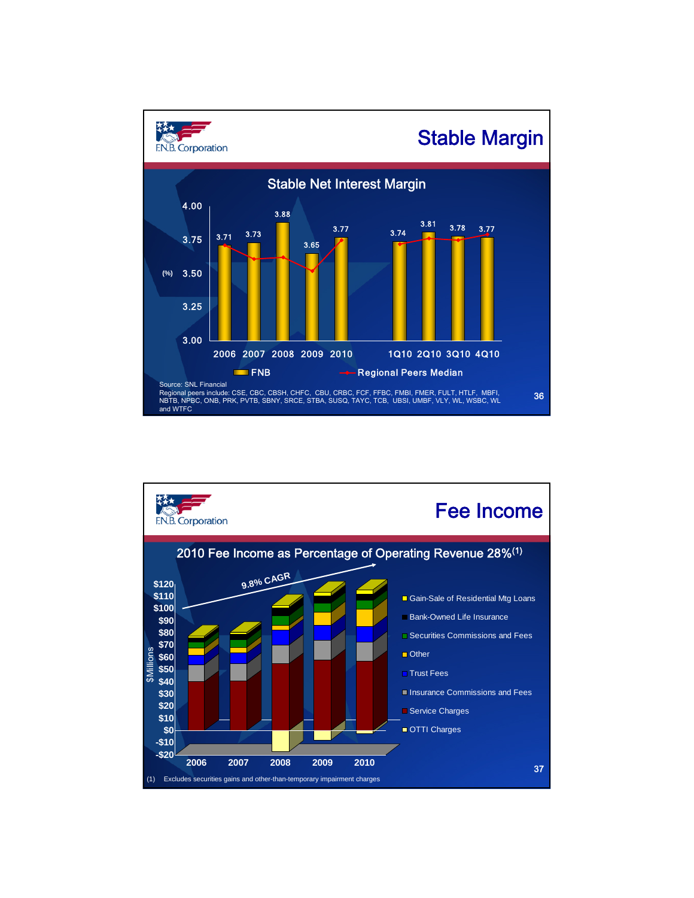# Stable Margin

## Stable Net Interest Margin

| | 2006 | 2007 | 2008 | 2009 | 2010 | 1Q10 | 2Q10 | 3Q10 | 4Q10 |
|---|---|---|---|---|---|---|---|---|---|
| FNB (%) | 3.71 | 3.73 | 3.88 | 3.65 | 3.77 | 3.74 | 3.81 | 3.78 | 3.77 |

FNB — Regional Peers Median

Source: SNL Financial
Regional peers include: CSE, CBC, CBSH, CHFC, CBU, CRBC, FCF, FFBC, FMBI, FMER, FULT, HTLF, MBFI, NBTB, NPBC, ONB, PRK, PVTB, SBNY, SRCE, STBA, SUSQ, TAYC, TCB, UBSI, UMBF, VLY, WL, WSBC, WL and WTFC

# Fee Income

## 2010 Fee Income as Percentage of Operating Revenue 28%(1)

9.8% CAGR

$Millions: 2006, 2007, 2008, 2009, 2010

- Gain-Sale of Residential Mtg Loans
- Bank-Owned Life Insurance
- Securities Commissions and Fees
- Other
- Trust Fees
- Insurance Commissions and Fees
- Service Charges
- OTTI Charges

(1) Excludes securities gains and other-than-temporary impairment charges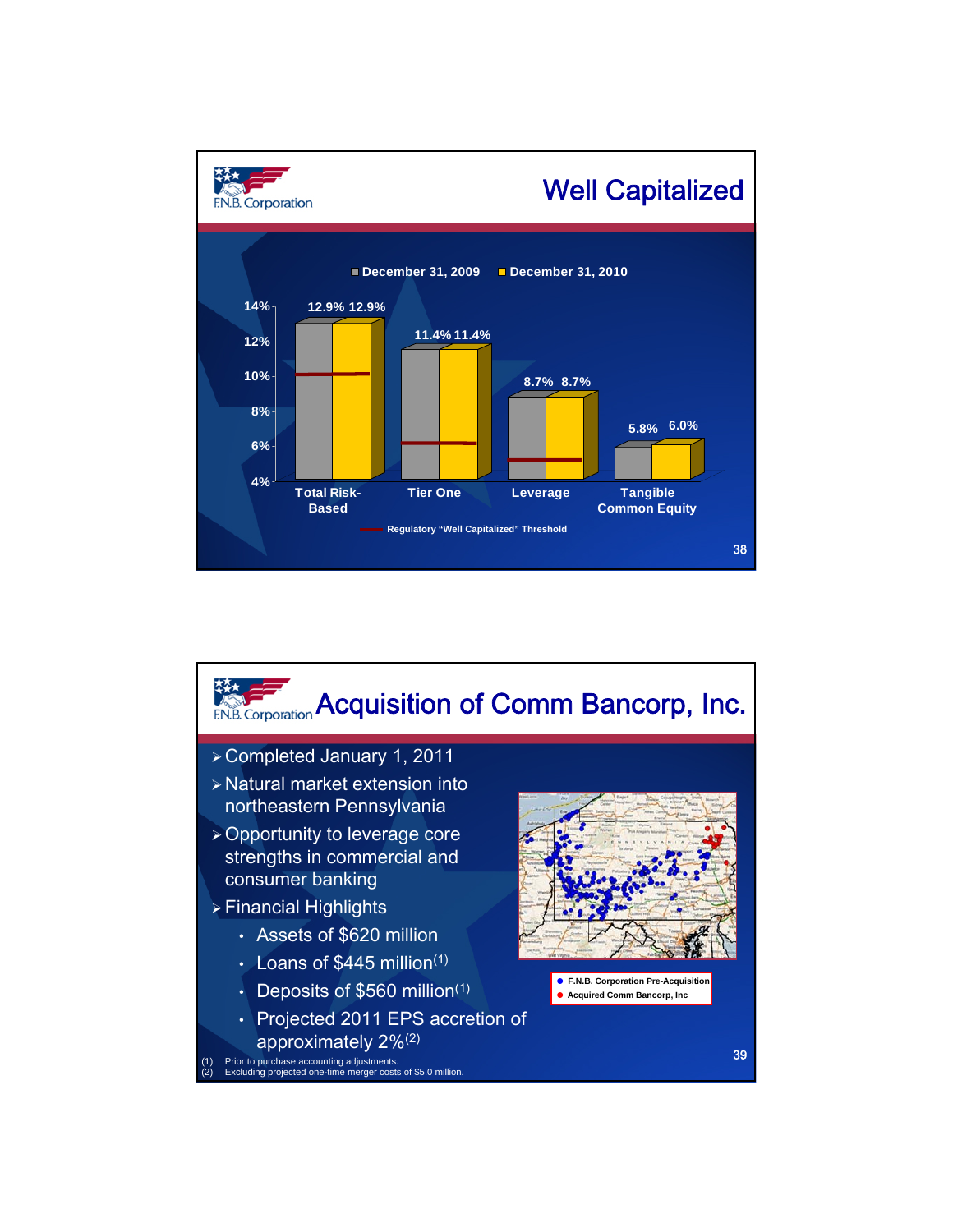# Well Capitalized

| | December 31, 2009 | December 31, 2010 |
|---|---|---|
| Total Risk-Based | 12.9% | 12.9% |
| Tier One | 11.4% | 11.4% |
| Leverage | 8.7% | 8.7% |
| Tangible Common Equity | 5.8% | 6.0% |

Regulatory "Well Capitalized" Threshold

# Acquisition of Comm Bancorp, Inc.

- Completed January 1, 2011
- Natural market extension into northeastern Pennsylvania
- Opportunity to leverage core strengths in commercial and consumer banking
- Financial Highlights
  - Assets of $620 million
  - Loans of $445 million(1)
  - Deposits of $560 million(1)
  - Projected 2011 EPS accretion of approximately 2%(2)

● F.N.B. Corporation Pre-Acquisition
● Acquired Comm Bancorp, Inc

(1) Prior to purchase accounting adjustments.
(2) Excluding projected one-time merger costs of $5.0 million.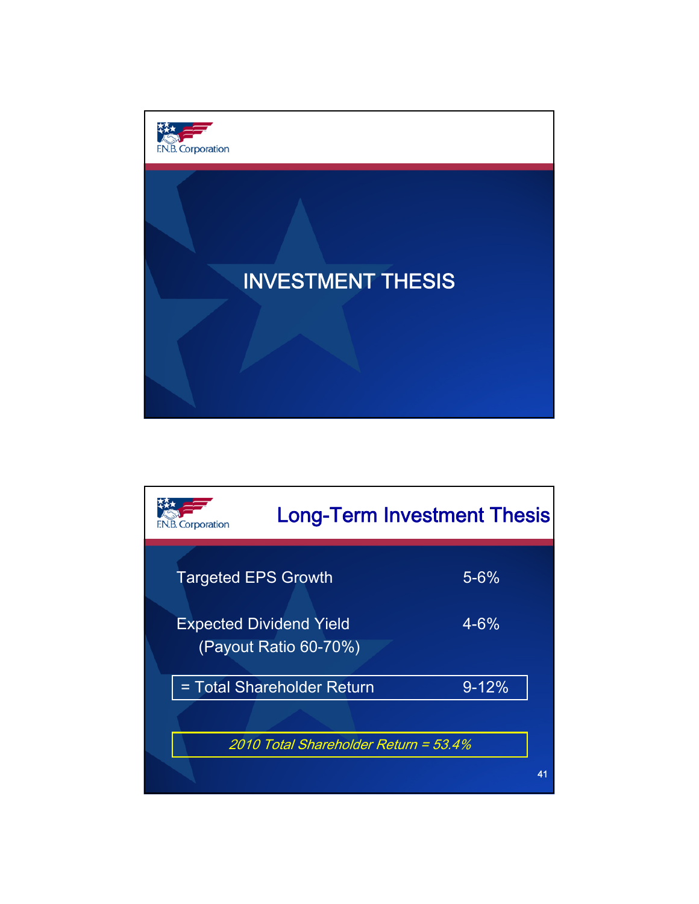F.N.B. Corporation

# INVESTMENT THESIS

F.N.B. Corporation

## Long-Term Investment Thesis

| | |
|---|---|
| Targeted EPS Growth | 5-6% |
| Expected Dividend Yield (Payout Ratio 60-70%) | 4-6% |
| = Total Shareholder Return | 9-12% |

*2010 Total Shareholder Return = 53.4%*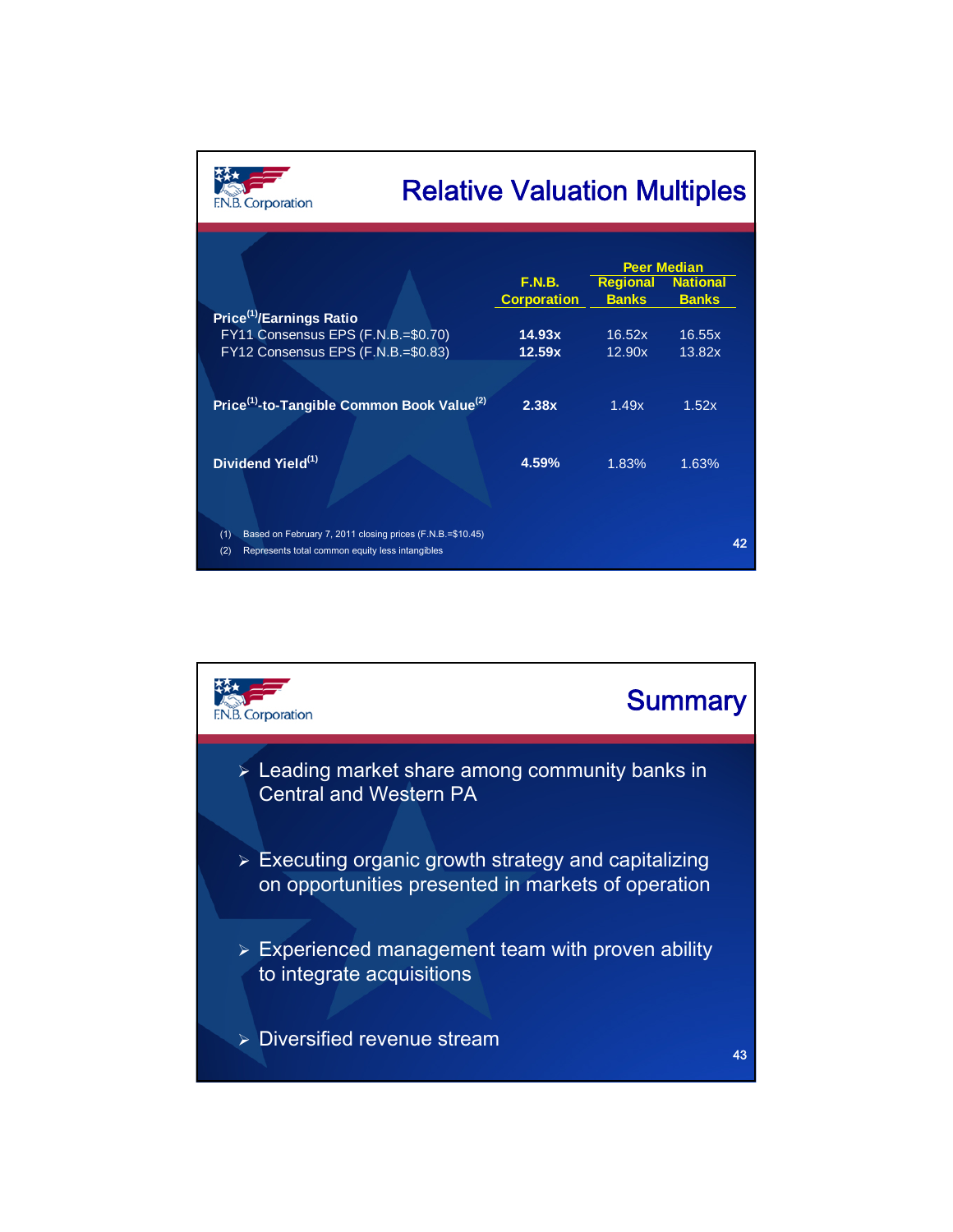# Relative Valuation Multiples

| | F.N.B. Corporation | Peer Median Regional Banks | Peer Median National Banks |
|---|---|---|---|
| **Price[(1)]/Earnings Ratio** | | | |
| FY11 Consensus EPS (F.N.B.=$0.70) | **14.93x** | 16.52x | 16.55x |
| FY12 Consensus EPS (F.N.B.=$0.83) | **12.59x** | 12.90x | 13.82x |
| **Price[(1)]-to-Tangible Common Book Value[(2)]** | **2.38x** | 1.49x | 1.52x |
| **Dividend Yield[(1)]** | **4.59%** | 1.83% | 1.63% |

(1) Based on February 7, 2011 closing prices (F.N.B.=$10.45)

(2) Represents total common equity less intangibles

# Summary

- Leading market share among community banks in Central and Western PA
- Executing organic growth strategy and capitalizing on opportunities presented in markets of operation
- Experienced management team with proven ability to integrate acquisitions
- Diversified revenue stream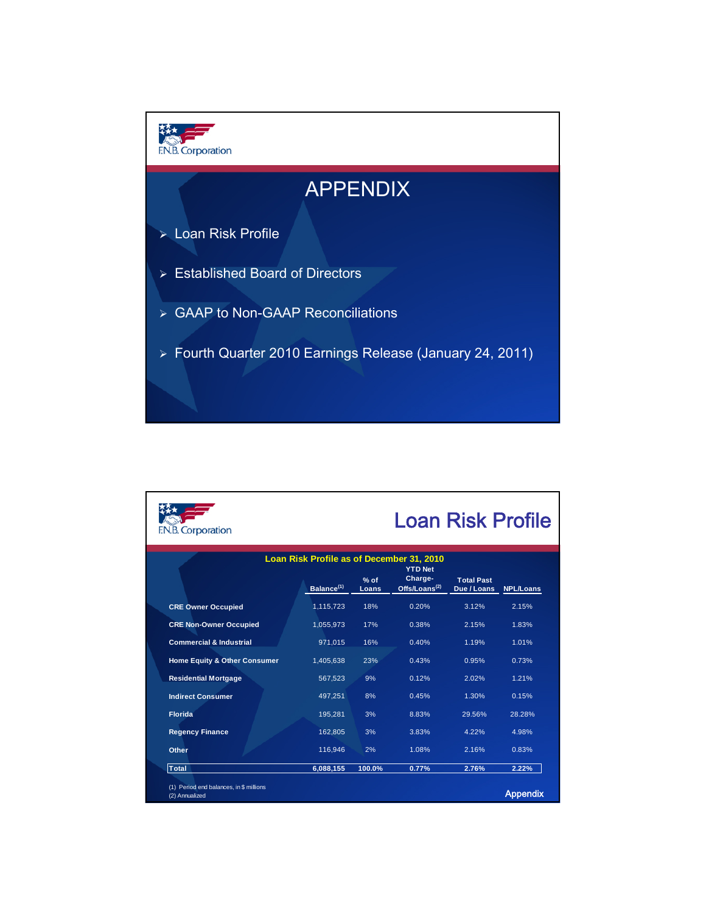F.N.B. Corporation

# APPENDIX

- Loan Risk Profile
- Established Board of Directors
- GAAP to Non-GAAP Reconciliations
- Fourth Quarter 2010 Earnings Release (January 24, 2011)

F.N.B. Corporation

# Loan Risk Profile

**Loan Risk Profile as of December 31, 2010**

| | Balance[1] | % of Loans | YTD Net Charge-Offs/Loans[2] | Total Past Due / Loans | NPL/Loans |
|---|---|---|---|---|---|
| **CRE Owner Occupied** | 1,115,723 | 18% | 0.20% | 3.12% | 2.15% |
| **CRE Non-Owner Occupied** | 1,055,973 | 17% | 0.38% | 2.15% | 1.83% |
| **Commercial & Industrial** | 971,015 | 16% | 0.40% | 1.19% | 1.01% |
| **Home Equity & Other Consumer** | 1,405,638 | 23% | 0.43% | 0.95% | 0.73% |
| **Residential Mortgage** | 567,523 | 9% | 0.12% | 2.02% | 1.21% |
| **Indirect Consumer** | 497,251 | 8% | 0.45% | 1.30% | 0.15% |
| **Florida** | 195,281 | 3% | 8.83% | 29.56% | 28.28% |
| **Regency Finance** | 162,805 | 3% | 3.83% | 4.22% | 4.98% |
| **Other** | 116,946 | 2% | 1.08% | 2.16% | 0.83% |
| **Total** | **6,088,155** | **100.0%** | **0.77%** | **2.76%** | **2.22%** |

(1) Period end balances, in $ millions
(2) Annualized

Appendix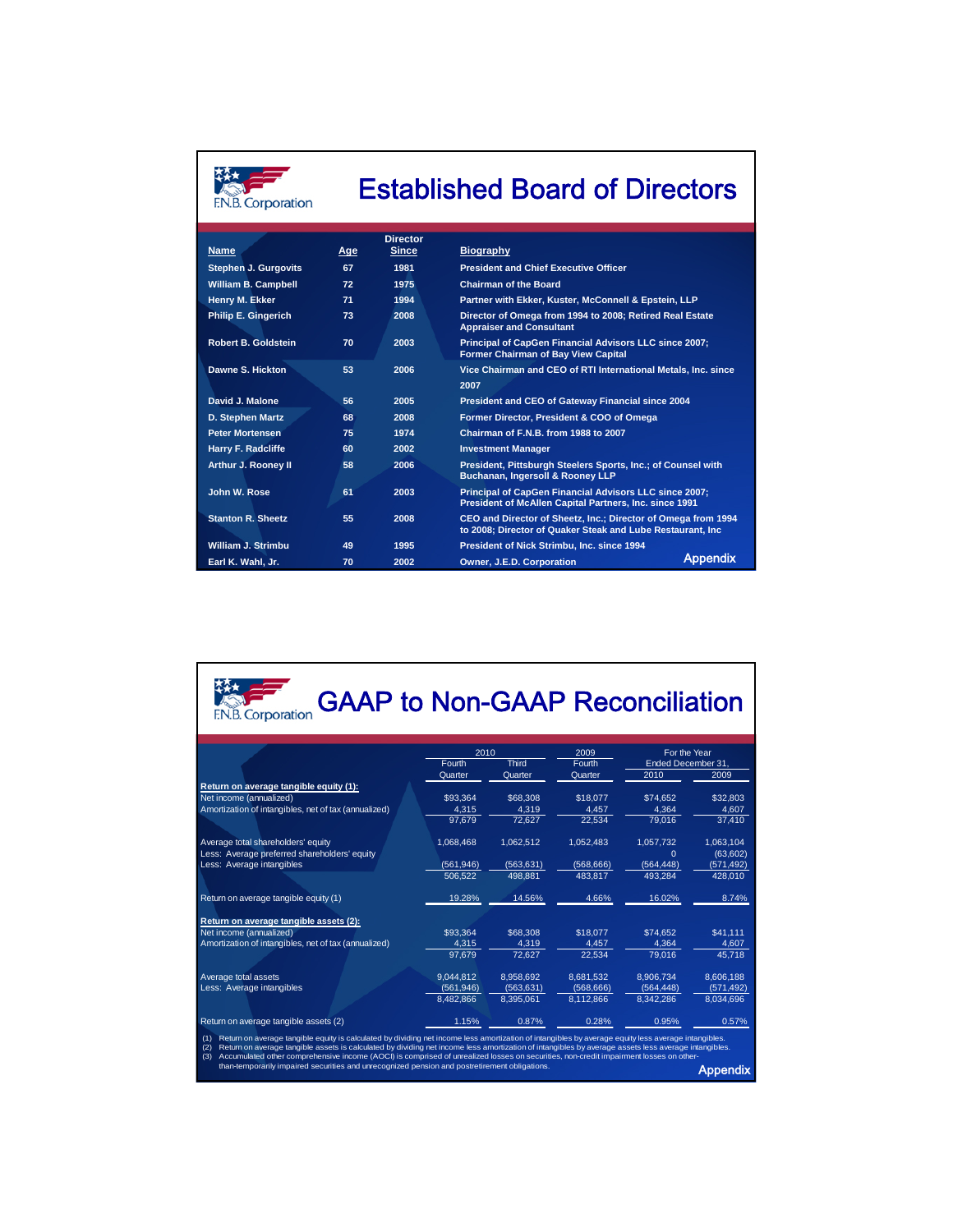# Established Board of Directors

| Name | Age | Director Since | Biography |
|---|---|---|---|
| Stephen J. Gurgovits | 67 | 1981 | President and Chief Executive Officer |
| William B. Campbell | 72 | 1975 | Chairman of the Board |
| Henry M. Ekker | 71 | 1994 | Partner with Ekker, Kuster, McConnell & Epstein, LLP |
| Philip E. Gingerich | 73 | 2008 | Director of Omega from 1994 to 2008; Retired Real Estate Appraiser and Consultant |
| Robert B. Goldstein | 70 | 2003 | Principal of CapGen Financial Advisors LLC since 2007; Former Chairman of Bay View Capital |
| Dawne S. Hickton | 53 | 2006 | Vice Chairman and CEO of RTI International Metals, Inc. since 2007 |
| David J. Malone | 56 | 2005 | President and CEO of Gateway Financial since 2004 |
| D. Stephen Martz | 68 | 2008 | Former Director, President & COO of Omega |
| Peter Mortensen | 75 | 1974 | Chairman of F.N.B. from 1988 to 2007 |
| Harry F. Radcliffe | 60 | 2002 | Investment Manager |
| Arthur J. Rooney II | 58 | 2006 | President, Pittsburgh Steelers Sports, Inc.; of Counsel with Buchanan, Ingersoll & Rooney LLP |
| John W. Rose | 61 | 2003 | Principal of CapGen Financial Advisors LLC since 2007; President of McAllen Capital Partners, Inc. since 1991 |
| Stanton R. Sheetz | 55 | 2008 | CEO and Director of Sheetz, Inc.; Director of Omega from 1994 to 2008; Director of Quaker Steak and Lube Restaurant, Inc |
| William J. Strimbu | 49 | 1995 | President of Nick Strimbu, Inc. since 1994 |
| Earl K. Wahl, Jr. | 70 | 2002 | Owner, J.E.D. Corporation |

Appendix

# GAAP to Non-GAAP Reconciliation

| | 2010 Fourth Quarter | 2010 Third Quarter | 2009 Fourth Quarter | For the Year Ended December 31, 2010 | For the Year Ended December 31, 2009 |
|---|---|---|---|---|---|
| **Return on average tangible equity (1):** | | | | | |
| Net income (annualized) | $93,364 | $68,308 | $18,077 | $74,652 | $32,803 |
| Amortization of intangibles, net of tax (annualized) | 4,315 | 4,319 | 4,457 | 4,364 | 4,607 |
| | 97,679 | 72,627 | 22,534 | 79,016 | 37,410 |
| Average total shareholders' equity | 1,068,468 | 1,062,512 | 1,052,483 | 1,057,732 | 1,063,104 |
| Less: Average preferred shareholders' equity | | | | 0 | (63,602) |
| Less: Average intangibles | (561,946) | (563,631) | (568,666) | (564,448) | (571,492) |
| | 506,522 | 498,881 | 483,817 | 493,284 | 428,010 |
| Return on average tangible equity (1) | 19.28% | 14.56% | 4.66% | 16.02% | 8.74% |
| **Return on average tangible assets (2):** | | | | | |
| Net income (annualized) | $93,364 | $68,308 | $18,077 | $74,652 | $41,111 |
| Amortization of intangibles, net of tax (annualized) | 4,315 | 4,319 | 4,457 | 4,364 | 4,607 |
| | 97,679 | 72,627 | 22,534 | 79,016 | 45,718 |
| Average total assets | 9,044,812 | 8,958,692 | 8,681,532 | 8,906,734 | 8,606,188 |
| Less: Average intangibles | (561,946) | (563,631) | (568,666) | (564,448) | (571,492) |
| | 8,482,866 | 8,395,061 | 8,112,866 | 8,342,286 | 8,034,696 |
| Return on average tangible assets (2) | 1.15% | 0.87% | 0.28% | 0.95% | 0.57% |

(1) Return on average tangible equity is calculated by dividing net income less amortization of intangibles by average equity less average intangibles.
(2) Return on average tangible assets is calculated by dividing net income less amortization of intangibles by average assets less average intangibles.
(3) Accumulated other comprehensive income (AOCI) is comprised of unrealized losses on securities, non-credit impairment losses on other-than-temporarily impaired securities and unrecognized pension and postretirement obligations.

Appendix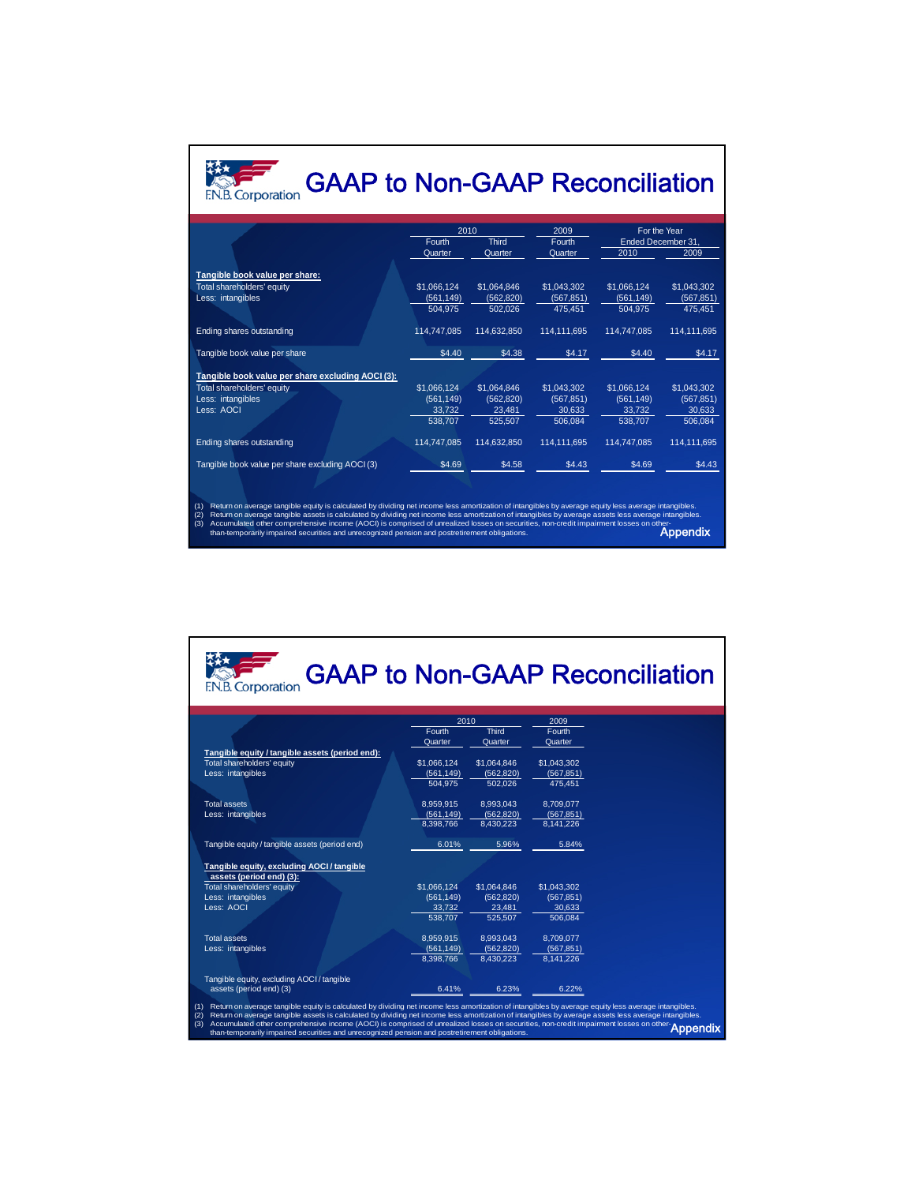# GAAP to Non-GAAP Reconciliation

F.N.B. Corporation

| | 2010 | | 2009 | For the Year Ended December 31, | |
|---|---|---|---|---|---|
| | Fourth Quarter | Third Quarter | Fourth Quarter | 2010 | 2009 |
| **Tangible book value per share:** | | | | | |
| Total shareholders' equity | $1,066,124 | $1,064,846 | $1,043,302 | $1,066,124 | $1,043,302 |
| Less: intangibles | (561,149) | (562,820) | (567,851) | (561,149) | (567,851) |
| | 504,975 | 502,026 | 475,451 | 504,975 | 475,451 |
| Ending shares outstanding | 114,747,085 | 114,632,850 | 114,111,695 | 114,747,085 | 114,111,695 |
| Tangible book value per share | $4.40 | $4.38 | $4.17 | $4.40 | $4.17 |
| **Tangible book value per share excluding AOCI (3):** | | | | | |
| Total shareholders' equity | $1,066,124 | $1,064,846 | $1,043,302 | $1,066,124 | $1,043,302 |
| Less: intangibles | (561,149) | (562,820) | (567,851) | (561,149) | (567,851) |
| Less: AOCI | 33,732 | 23,481 | 30,633 | 33,732 | 30,633 |
| | 538,707 | 525,507 | 506,084 | 538,707 | 506,084 |
| Ending shares outstanding | 114,747,085 | 114,632,850 | 114,111,695 | 114,747,085 | 114,111,695 |
| Tangible book value per share excluding AOCI (3) | $4.69 | $4.58 | $4.43 | $4.69 | $4.43 |

(1) Return on average tangible equity is calculated by dividing net income less amortization of intangibles by average equity less average intangibles.
(2) Return on average tangible assets is calculated by dividing net income less amortization of intangibles by average assets less average intangibles.
(3) Accumulated other comprehensive income (AOCI) is comprised of unrealized losses on securities, non-credit impairment losses on other-than-temporarily impaired securities and unrecognized pension and postretirement obligations.

Appendix

# GAAP to Non-GAAP Reconciliation

F.N.B. Corporation

| | 2010 | | 2009 |
|---|---|---|---|
| | Fourth Quarter | Third Quarter | Fourth Quarter |
| **Tangible equity / tangible assets (period end):** | | | |
| Total shareholders' equity | $1,066,124 | $1,064,846 | $1,043,302 |
| Less: intangibles | (561,149) | (562,820) | (567,851) |
| | 504,975 | 502,026 | 475,451 |
| Total assets | 8,959,915 | 8,993,043 | 8,709,077 |
| Less: intangibles | (561,149) | (562,820) | (567,851) |
| | 8,398,766 | 8,430,223 | 8,141,226 |
| Tangible equity / tangible assets (period end) | 6.01% | 5.96% | 5.84% |
| **Tangible equity, excluding AOCI / tangible assets (period end) (3):** | | | |
| Total shareholders' equity | $1,066,124 | $1,064,846 | $1,043,302 |
| Less: intangibles | (561,149) | (562,820) | (567,851) |
| Less: AOCI | 33,732 | 23,481 | 30,633 |
| | 538,707 | 525,507 | 506,084 |
| Total assets | 8,959,915 | 8,993,043 | 8,709,077 |
| Less: intangibles | (561,149) | (562,820) | (567,851) |
| | 8,398,766 | 8,430,223 | 8,141,226 |
| Tangible equity, excluding AOCI / tangible assets (period end) (3) | 6.41% | 6.23% | 6.22% |

(1) Return on average tangible equity is calculated by dividing net income less amortization of intangibles by average equity less average intangibles.
(2) Return on average tangible assets is calculated by dividing net income less amortization of intangibles by average assets less average intangibles.
(3) Accumulated other comprehensive income (AOCI) is comprised of unrealized losses on securities, non-credit impairment losses on other-than-temporarily impaired securities and unrecognized pension and postretirement obligations.

Appendix